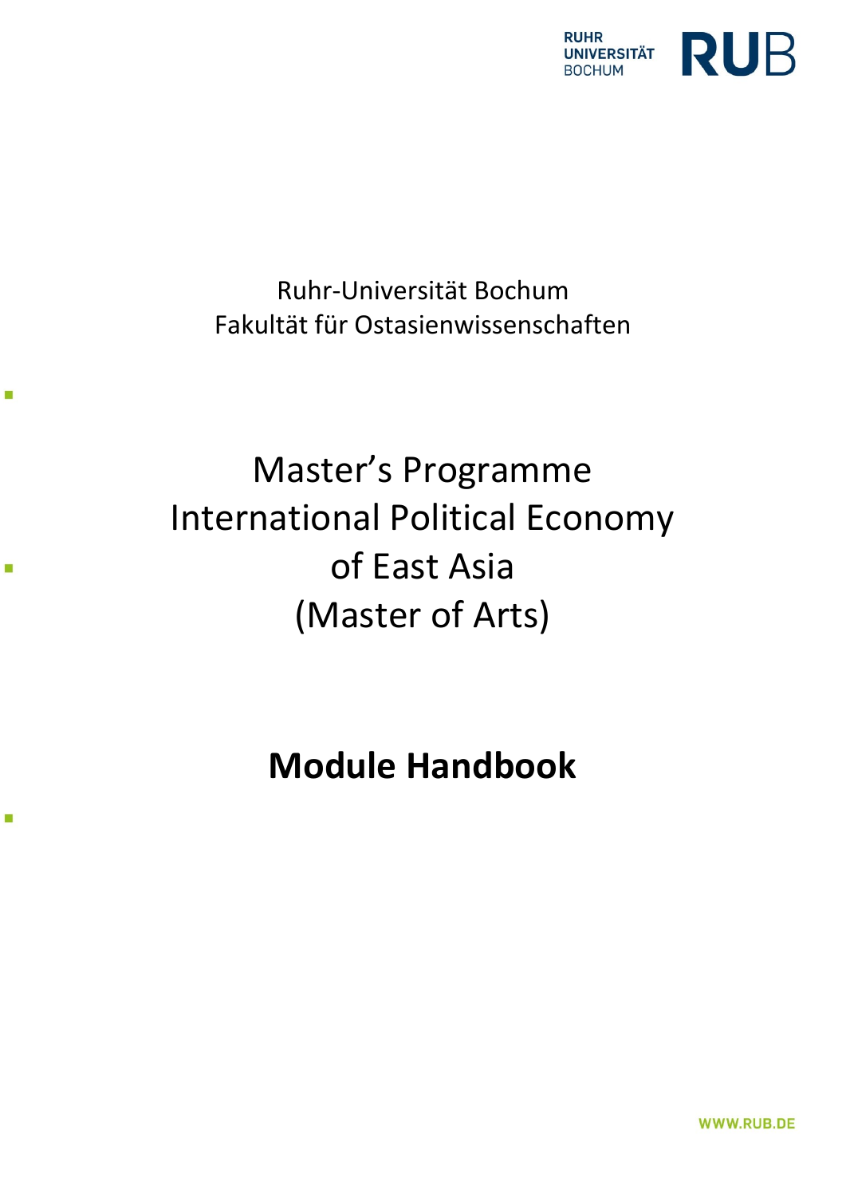Ruhr-Universität Bochum
Fakultät für Ostasienwissenschaften

# Master's Programme International Political Economy of East Asia (Master of Arts)

# Module Handbook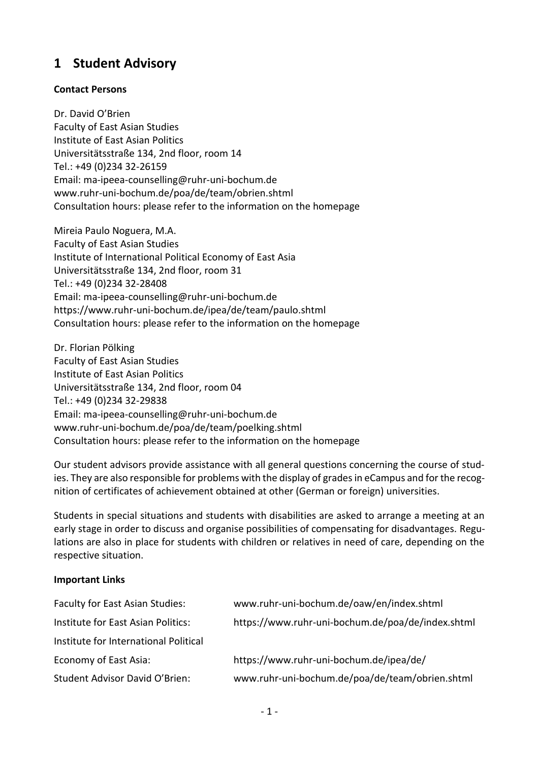# 1 Student Advisory

**Contact Persons**

Dr. David O'Brien
Faculty of East Asian Studies
Institute of East Asian Politics
Universitätsstraße 134, 2nd floor, room 14
Tel.: +49 (0)234 32-26159
Email: ma-ipeea-counselling@ruhr-uni-bochum.de
www.ruhr-uni-bochum.de/poa/de/team/obrien.shtml
Consultation hours: please refer to the information on the homepage

Mireia Paulo Noguera, M.A.
Faculty of East Asian Studies
Institute of International Political Economy of East Asia
Universitätsstraße 134, 2nd floor, room 31
Tel.: +49 (0)234 32-28408
Email: ma-ipeea-counselling@ruhr-uni-bochum.de
https://www.ruhr-uni-bochum.de/ipea/de/team/paulo.shtml
Consultation hours: please refer to the information on the homepage

Dr. Florian Pölking
Faculty of East Asian Studies
Institute of East Asian Politics
Universitätsstraße 134, 2nd floor, room 04
Tel.: +49 (0)234 32-29838
Email: ma-ipeea-counselling@ruhr-uni-bochum.de
www.ruhr-uni-bochum.de/poa/de/team/poelking.shtml
Consultation hours: please refer to the information on the homepage

Our student advisors provide assistance with all general questions concerning the course of studies. They are also responsible for problems with the display of grades in eCampus and for the recognition of certificates of achievement obtained at other (German or foreign) universities.

Students in special situations and students with disabilities are asked to arrange a meeting at an early stage in order to discuss and organise possibilities of compensating for disadvantages. Regulations are also in place for students with children or relatives in need of care, depending on the respective situation.

**Important Links**

| | |
|---|---|
| Faculty for East Asian Studies: | www.ruhr-uni-bochum.de/oaw/en/index.shtml |
| Institute for East Asian Politics: | https://www.ruhr-uni-bochum.de/poa/de/index.shtml |
| Institute for International Political Economy of East Asia: | https://www.ruhr-uni-bochum.de/ipea/de/ |
| Student Advisor David O'Brien: | www.ruhr-uni-bochum.de/poa/de/team/obrien.shtml |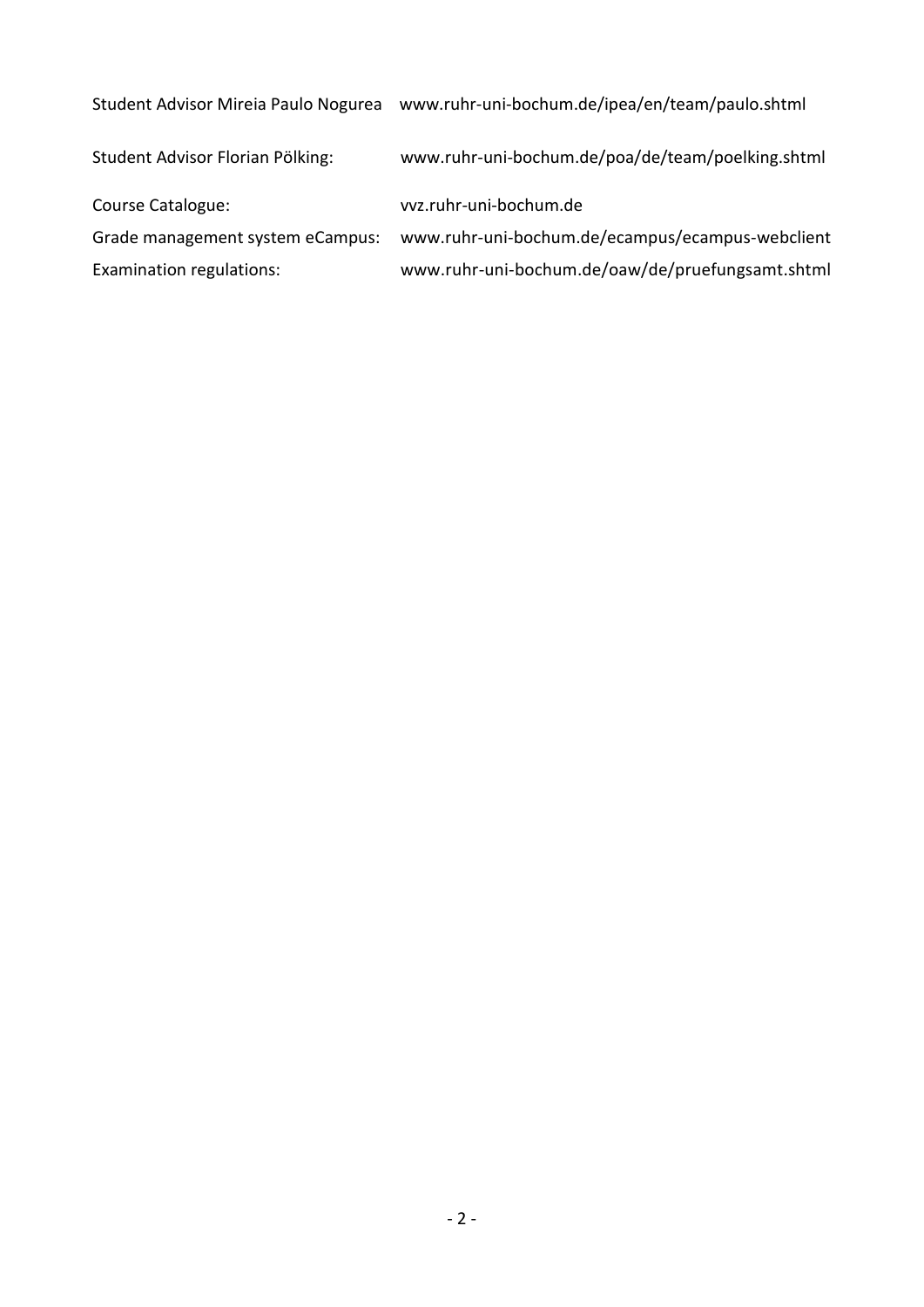| | |
|---|---|
| Student Advisor Mireia Paulo Nogurea | www.ruhr-uni-bochum.de/ipea/en/team/paulo.shtml |
| Student Advisor Florian Pölking: | www.ruhr-uni-bochum.de/poa/de/team/poelking.shtml |
| Course Catalogue: | vvz.ruhr-uni-bochum.de |
| Grade management system eCampus: | www.ruhr-uni-bochum.de/ecampus/ecampus-webclient |
| Examination regulations: | www.ruhr-uni-bochum.de/oaw/de/pruefungsamt.shtml |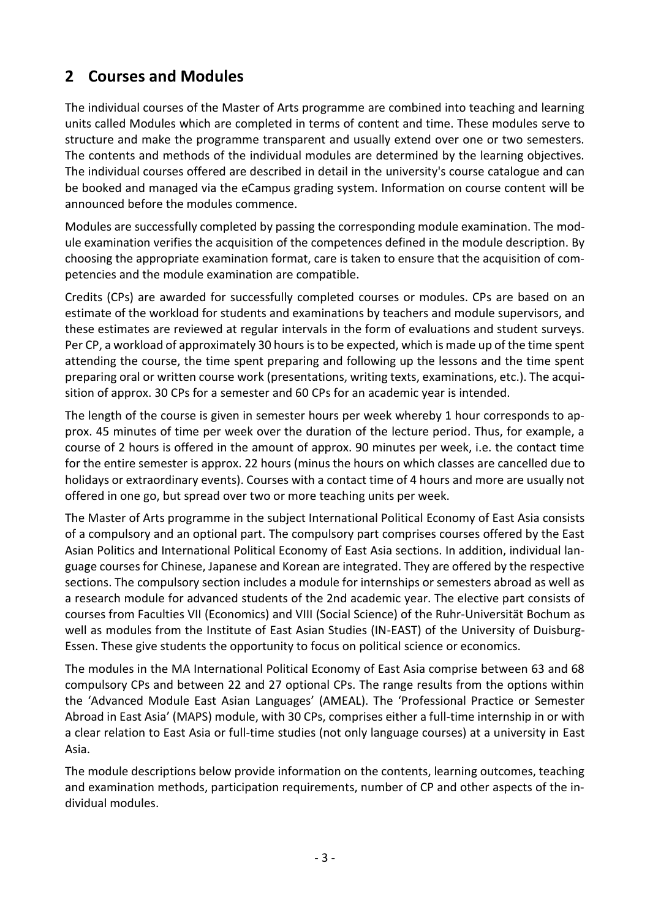## 2 Courses and Modules

The individual courses of the Master of Arts programme are combined into teaching and learning units called Modules which are completed in terms of content and time. These modules serve to structure and make the programme transparent and usually extend over one or two semesters. The contents and methods of the individual modules are determined by the learning objectives. The individual courses offered are described in detail in the university's course catalogue and can be booked and managed via the eCampus grading system. Information on course content will be announced before the modules commence.

Modules are successfully completed by passing the corresponding module examination. The module examination verifies the acquisition of the competences defined in the module description. By choosing the appropriate examination format, care is taken to ensure that the acquisition of competencies and the module examination are compatible.

Credits (CPs) are awarded for successfully completed courses or modules. CPs are based on an estimate of the workload for students and examinations by teachers and module supervisors, and these estimates are reviewed at regular intervals in the form of evaluations and student surveys. Per CP, a workload of approximately 30 hours is to be expected, which is made up of the time spent attending the course, the time spent preparing and following up the lessons and the time spent preparing oral or written course work (presentations, writing texts, examinations, etc.). The acquisition of approx. 30 CPs for a semester and 60 CPs for an academic year is intended.

The length of the course is given in semester hours per week whereby 1 hour corresponds to approx. 45 minutes of time per week over the duration of the lecture period. Thus, for example, a course of 2 hours is offered in the amount of approx. 90 minutes per week, i.e. the contact time for the entire semester is approx. 22 hours (minus the hours on which classes are cancelled due to holidays or extraordinary events). Courses with a contact time of 4 hours and more are usually not offered in one go, but spread over two or more teaching units per week.

The Master of Arts programme in the subject International Political Economy of East Asia consists of a compulsory and an optional part. The compulsory part comprises courses offered by the East Asian Politics and International Political Economy of East Asia sections. In addition, individual language courses for Chinese, Japanese and Korean are integrated. They are offered by the respective sections. The compulsory section includes a module for internships or semesters abroad as well as a research module for advanced students of the 2nd academic year. The elective part consists of courses from Faculties VII (Economics) and VIII (Social Science) of the Ruhr-Universität Bochum as well as modules from the Institute of East Asian Studies (IN-EAST) of the University of Duisburg-Essen. These give students the opportunity to focus on political science or economics.

The modules in the MA International Political Economy of East Asia comprise between 63 and 68 compulsory CPs and between 22 and 27 optional CPs. The range results from the options within the 'Advanced Module East Asian Languages' (AMEAL). The 'Professional Practice or Semester Abroad in East Asia' (MAPS) module, with 30 CPs, comprises either a full-time internship in or with a clear relation to East Asia or full-time studies (not only language courses) at a university in East Asia.

The module descriptions below provide information on the contents, learning outcomes, teaching and examination methods, participation requirements, number of CP and other aspects of the individual modules.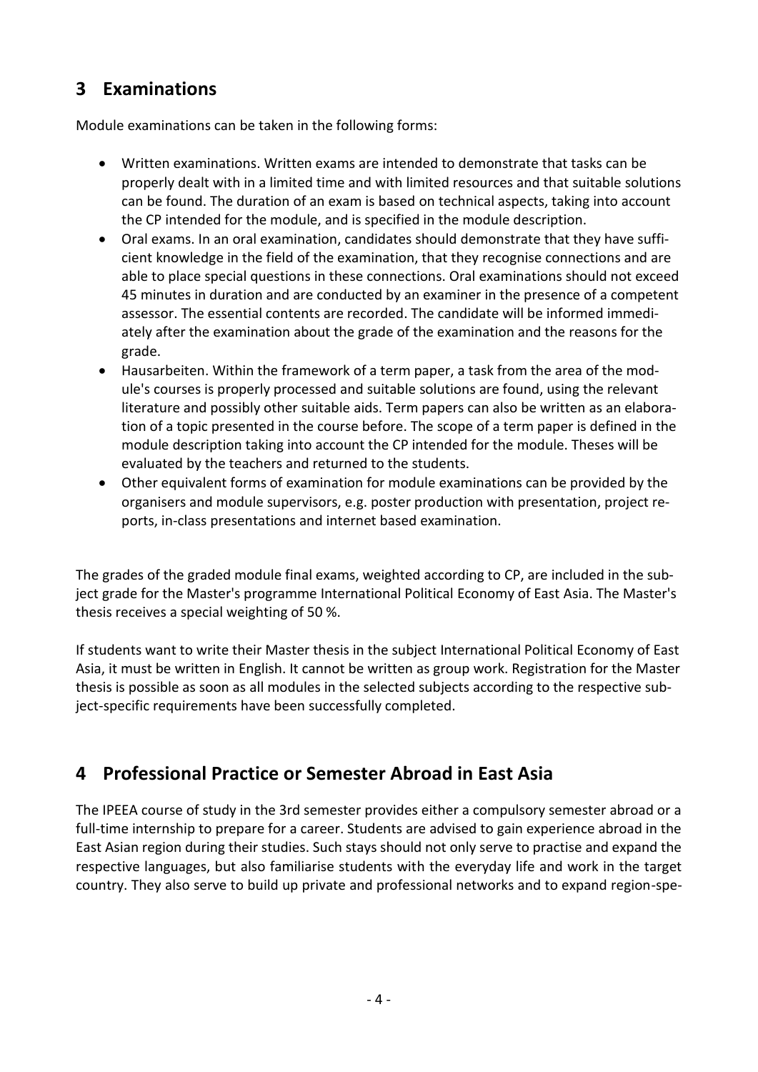## 3 Examinations

Module examinations can be taken in the following forms:

- Written examinations. Written exams are intended to demonstrate that tasks can be properly dealt with in a limited time and with limited resources and that suitable solutions can be found. The duration of an exam is based on technical aspects, taking into account the CP intended for the module, and is specified in the module description.
- Oral exams. In an oral examination, candidates should demonstrate that they have sufficient knowledge in the field of the examination, that they recognise connections and are able to place special questions in these connections. Oral examinations should not exceed 45 minutes in duration and are conducted by an examiner in the presence of a competent assessor. The essential contents are recorded. The candidate will be informed immediately after the examination about the grade of the examination and the reasons for the grade.
- Hausarbeiten. Within the framework of a term paper, a task from the area of the module's courses is properly processed and suitable solutions are found, using the relevant literature and possibly other suitable aids. Term papers can also be written as an elaboration of a topic presented in the course before. The scope of a term paper is defined in the module description taking into account the CP intended for the module. Theses will be evaluated by the teachers and returned to the students.
- Other equivalent forms of examination for module examinations can be provided by the organisers and module supervisors, e.g. poster production with presentation, project reports, in-class presentations and internet based examination.

The grades of the graded module final exams, weighted according to CP, are included in the subject grade for the Master's programme International Political Economy of East Asia. The Master's thesis receives a special weighting of 50 %.

If students want to write their Master thesis in the subject International Political Economy of East Asia, it must be written in English. It cannot be written as group work. Registration for the Master thesis is possible as soon as all modules in the selected subjects according to the respective subject-specific requirements have been successfully completed.

## 4 Professional Practice or Semester Abroad in East Asia

The IPEEA course of study in the 3rd semester provides either a compulsory semester abroad or a full-time internship to prepare for a career. Students are advised to gain experience abroad in the East Asian region during their studies. Such stays should not only serve to practise and expand the respective languages, but also familiarise students with the everyday life and work in the target country. They also serve to build up private and professional networks and to expand region-spe-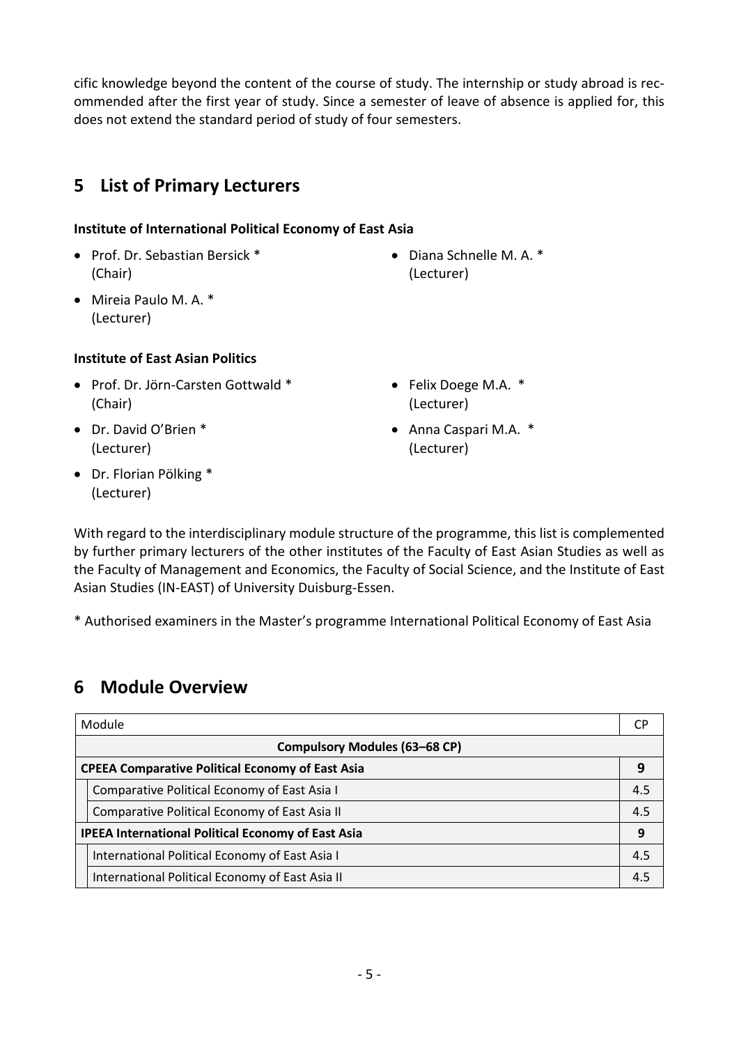cific knowledge beyond the content of the course of study. The internship or study abroad is recommended after the first year of study. Since a semester of leave of absence is applied for, this does not extend the standard period of study of four semesters.

## 5 List of Primary Lecturers

**Institute of International Political Economy of East Asia**

- Prof. Dr. Sebastian Bersick * (Chair)
- Mireia Paulo M. A. * (Lecturer)
- Diana Schnelle M. A. * (Lecturer)

**Institute of East Asian Politics**

- Prof. Dr. Jörn-Carsten Gottwald * (Chair)
- Dr. David O'Brien * (Lecturer)
- Dr. Florian Pölking * (Lecturer)
- Felix Doege M.A. * (Lecturer)
- Anna Caspari M.A. * (Lecturer)

With regard to the interdisciplinary module structure of the programme, this list is complemented by further primary lecturers of the other institutes of the Faculty of East Asian Studies as well as the Faculty of Management and Economics, the Faculty of Social Science, and the Institute of East Asian Studies (IN-EAST) of University Duisburg-Essen.

* Authorised examiners in the Master's programme International Political Economy of East Asia

## 6 Module Overview

| Module | CP |
|---|---|
| **Compulsory Modules (63–68 CP)** | |
| **CPEEA Comparative Political Economy of East Asia** | **9** |
| Comparative Political Economy of East Asia I | 4.5 |
| Comparative Political Economy of East Asia II | 4.5 |
| **IPEEA International Political Economy of East Asia** | **9** |
| International Political Economy of East Asia I | 4.5 |
| International Political Economy of East Asia II | 4.5 |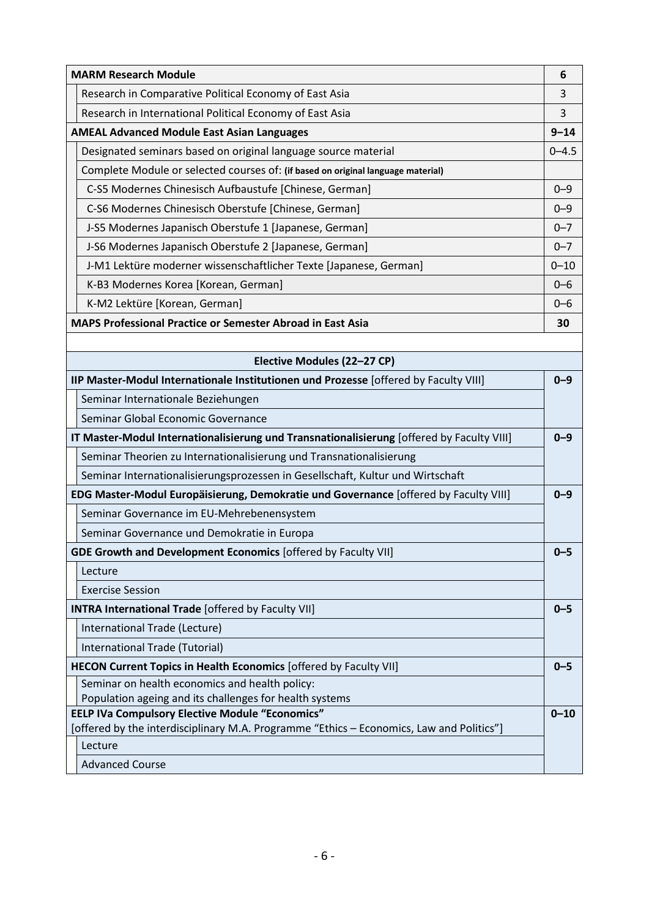| Module / Course | CP |
|---|---|
| **MARM Research Module** | **6** |
| Research in Comparative Political Economy of East Asia | 3 |
| Research in International Political Economy of East Asia | 3 |
| **AMEAL Advanced Module East Asian Languages** | **9–14** |
| Designated seminars based on original language source material | 0–4.5 |
| Complete Module or selected courses of: **(if based on original language material)** | |
| C-S5 Modernes Chinesisch Aufbaustufe [Chinese, German] | 0–9 |
| C-S6 Modernes Chinesisch Oberstufe [Chinese, German] | 0–9 |
| J-S5 Modernes Japanisch Oberstufe 1 [Japanese, German] | 0–7 |
| J-S6 Modernes Japanisch Oberstufe 2 [Japanese, German] | 0–7 |
| J-M1 Lektüre moderner wissenschaftlicher Texte [Japanese, German] | 0–10 |
| K-B3 Modernes Korea [Korean, German] | 0–6 |
| K-M2 Lektüre [Korean, German] | 0–6 |
| **MAPS Professional Practice or Semester Abroad in East Asia** | **30** |
| | |
| **Elective Modules (22–27 CP)** | |
| **IIP Master-Modul Internationale Institutionen und Prozesse** [offered by Faculty VIII] | **0–9** |
| Seminar Internationale Beziehungen | |
| Seminar Global Economic Governance | |
| **IT Master-Modul Internationalisierung und Transnationalisierung** [offered by Faculty VIII] | **0–9** |
| Seminar Theorien zu Internationalisierung und Transnationalisierung | |
| Seminar Internationalisierungsprozessen in Gesellschaft, Kultur und Wirtschaft | |
| **EDG Master-Modul Europäisierung, Demokratie und Governance** [offered by Faculty VIII] | **0–9** |
| Seminar Governance im EU-Mehrebenensystem | |
| Seminar Governance und Demokratie in Europa | |
| **GDE Growth and Development Economics** [offered by Faculty VII] | **0–5** |
| Lecture | |
| Exercise Session | |
| **INTRA International Trade** [offered by Faculty VII] | **0–5** |
| International Trade (Lecture) | |
| International Trade (Tutorial) | |
| **HECON Current Topics in Health Economics** [offered by Faculty VII] | **0–5** |
| Seminar on health economics and health policy: Population ageing and its challenges for health systems | |
| **EELP IVa Compulsory Elective Module "Economics"** [offered by the interdisciplinary M.A. Programme "Ethics – Economics, Law and Politics"] | **0–10** |
| Lecture | |
| Advanced Course | |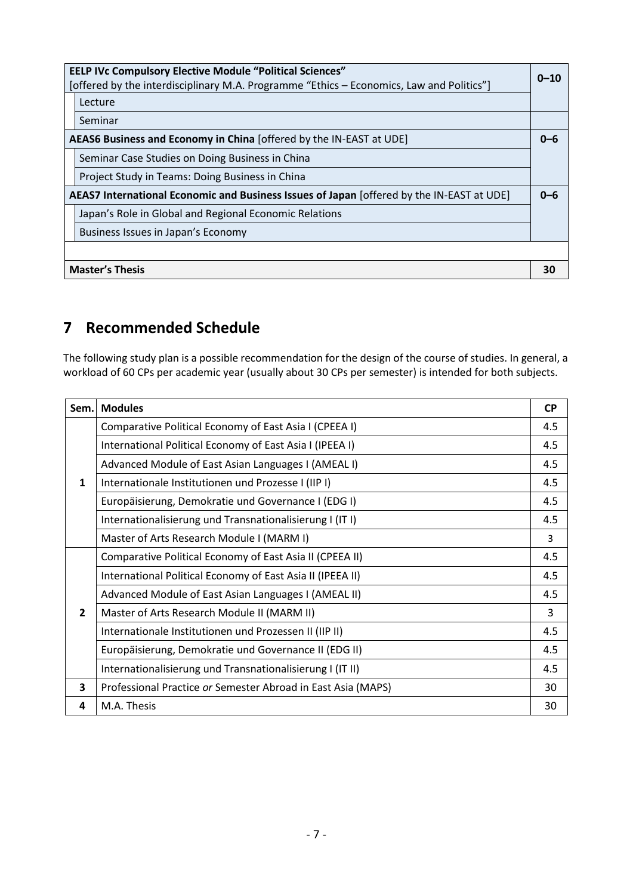| Module | CP |
|---|---|
| **EELP IVc Compulsory Elective Module "Political Sciences"** [offered by the interdisciplinary M.A. Programme "Ethics – Economics, Law and Politics"] | **0–10** |
| Lecture | |
| Seminar | |
| **AEAS6 Business and Economy in China** [offered by the IN-EAST at UDE] | **0–6** |
| Seminar Case Studies on Doing Business in China | |
| Project Study in Teams: Doing Business in China | |
| **AEAS7 International Economic and Business Issues of Japan** [offered by the IN-EAST at UDE] | **0–6** |
| Japan's Role in Global and Regional Economic Relations | |
| Business Issues in Japan's Economy | |
| | |
| **Master's Thesis** | **30** |

## 7 Recommended Schedule

The following study plan is a possible recommendation for the design of the course of studies. In general, a workload of 60 CPs per academic year (usually about 30 CPs per semester) is intended for both subjects.

| Sem. | Modules | CP |
|---|---|---|
| 1 | Comparative Political Economy of East Asia I (CPEEA I) | 4.5 |
| | International Political Economy of East Asia I (IPEEA I) | 4.5 |
| | Advanced Module of East Asian Languages I (AMEAL I) | 4.5 |
| | Internationale Institutionen und Prozesse I (IIP I) | 4.5 |
| | Europäisierung, Demokratie und Governance I (EDG I) | 4.5 |
| | Internationalisierung und Transnationalisierung I (IT I) | 4.5 |
| | Master of Arts Research Module I (MARM I) | 3 |
| 2 | Comparative Political Economy of East Asia II (CPEEA II) | 4.5 |
| | International Political Economy of East Asia II (IPEEA II) | 4.5 |
| | Advanced Module of East Asian Languages I (AMEAL II) | 4.5 |
| | Master of Arts Research Module II (MARM II) | 3 |
| | Internationale Institutionen und Prozessen II (IIP II) | 4.5 |
| | Europäisierung, Demokratie und Governance II (EDG II) | 4.5 |
| | Internationalisierung und Transnationalisierung I (IT II) | 4.5 |
| 3 | Professional Practice *or* Semester Abroad in East Asia (MAPS) | 30 |
| 4 | M.A. Thesis | 30 |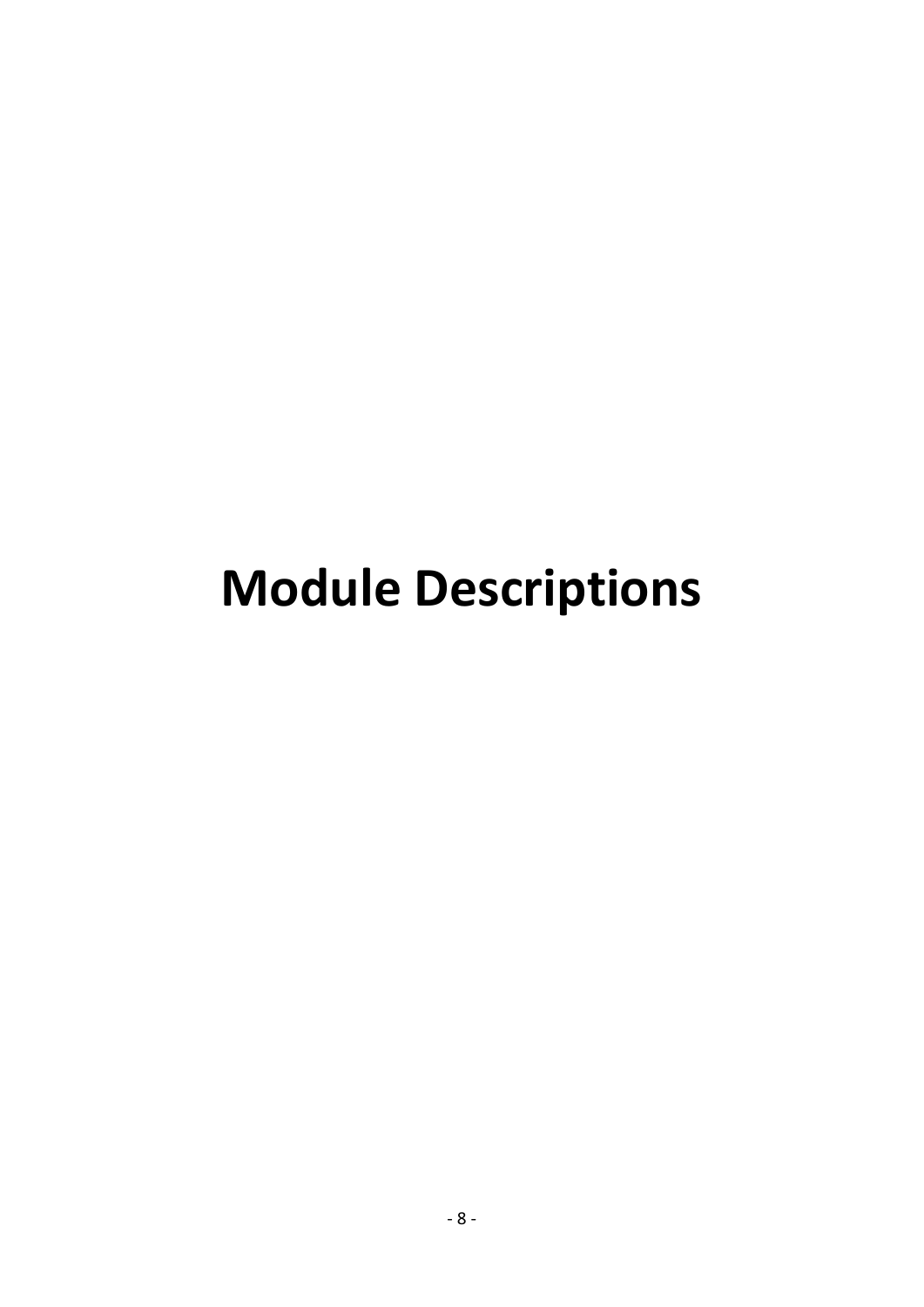# Module Descriptions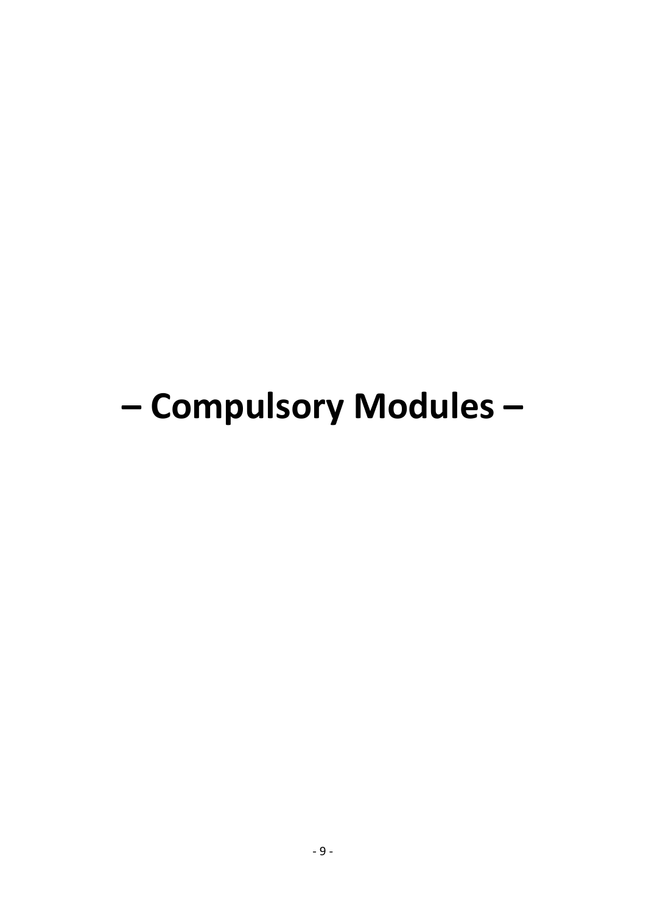# – Compulsory Modules –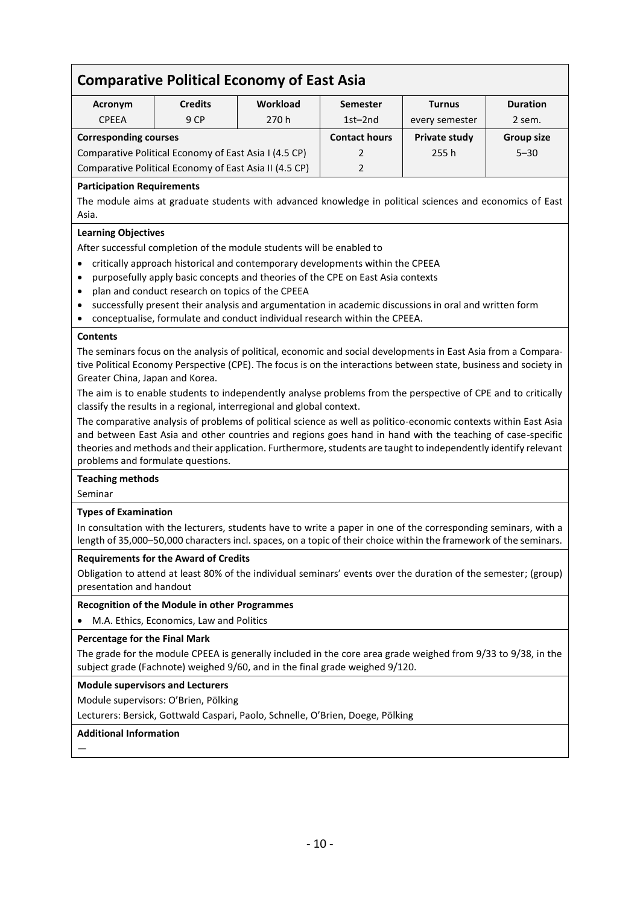# Comparative Political Economy of East Asia

| Acronym | Credits | Workload | Semester | Turnus | Duration |
|---|---|---|---|---|---|
| CPEEA | 9 CP | 270 h | 1st–2nd | every semester | 2 sem. |

| Corresponding courses | Contact hours | Private study | Group size |
|---|---|---|---|
| Comparative Political Economy of East Asia I (4.5 CP) | 2 | 255 h | 5–30 |
| Comparative Political Economy of East Asia II (4.5 CP) | 2 | | |

**Participation Requirements**

The module aims at graduate students with advanced knowledge in political sciences and economics of East Asia.

**Learning Objectives**

After successful completion of the module students will be enabled to

- critically approach historical and contemporary developments within the CPEEA
- purposefully apply basic concepts and theories of the CPE on East Asia contexts
- plan and conduct research on topics of the CPEEA
- successfully present their analysis and argumentation in academic discussions in oral and written form
- conceptualise, formulate and conduct individual research within the CPEEA.

**Contents**

The seminars focus on the analysis of political, economic and social developments in East Asia from a Comparative Political Economy Perspective (CPE). The focus is on the interactions between state, business and society in Greater China, Japan and Korea.

The aim is to enable students to independently analyse problems from the perspective of CPE and to critically classify the results in a regional, interregional and global context.

The comparative analysis of problems of political science as well as politico-economic contexts within East Asia and between East Asia and other countries and regions goes hand in hand with the teaching of case-specific theories and methods and their application. Furthermore, students are taught to independently identify relevant problems and formulate questions.

**Teaching methods**

Seminar

**Types of Examination**

In consultation with the lecturers, students have to write a paper in one of the corresponding seminars, with a length of 35,000–50,000 characters incl. spaces, on a topic of their choice within the framework of the seminars.

**Requirements for the Award of Credits**

Obligation to attend at least 80% of the individual seminars' events over the duration of the semester; (group) presentation and handout

**Recognition of the Module in other Programmes**

- M.A. Ethics, Economics, Law and Politics

**Percentage for the Final Mark**

The grade for the module CPEEA is generally included in the core area grade weighed from 9/33 to 9/38, in the subject grade (Fachnote) weighed 9/60, and in the final grade weighed 9/120.

**Module supervisors and Lecturers**

Module supervisors: O'Brien, Pölking

Lecturers: Bersick, Gottwald Caspari, Paolo, Schnelle, O'Brien, Doege, Pölking

**Additional Information**

—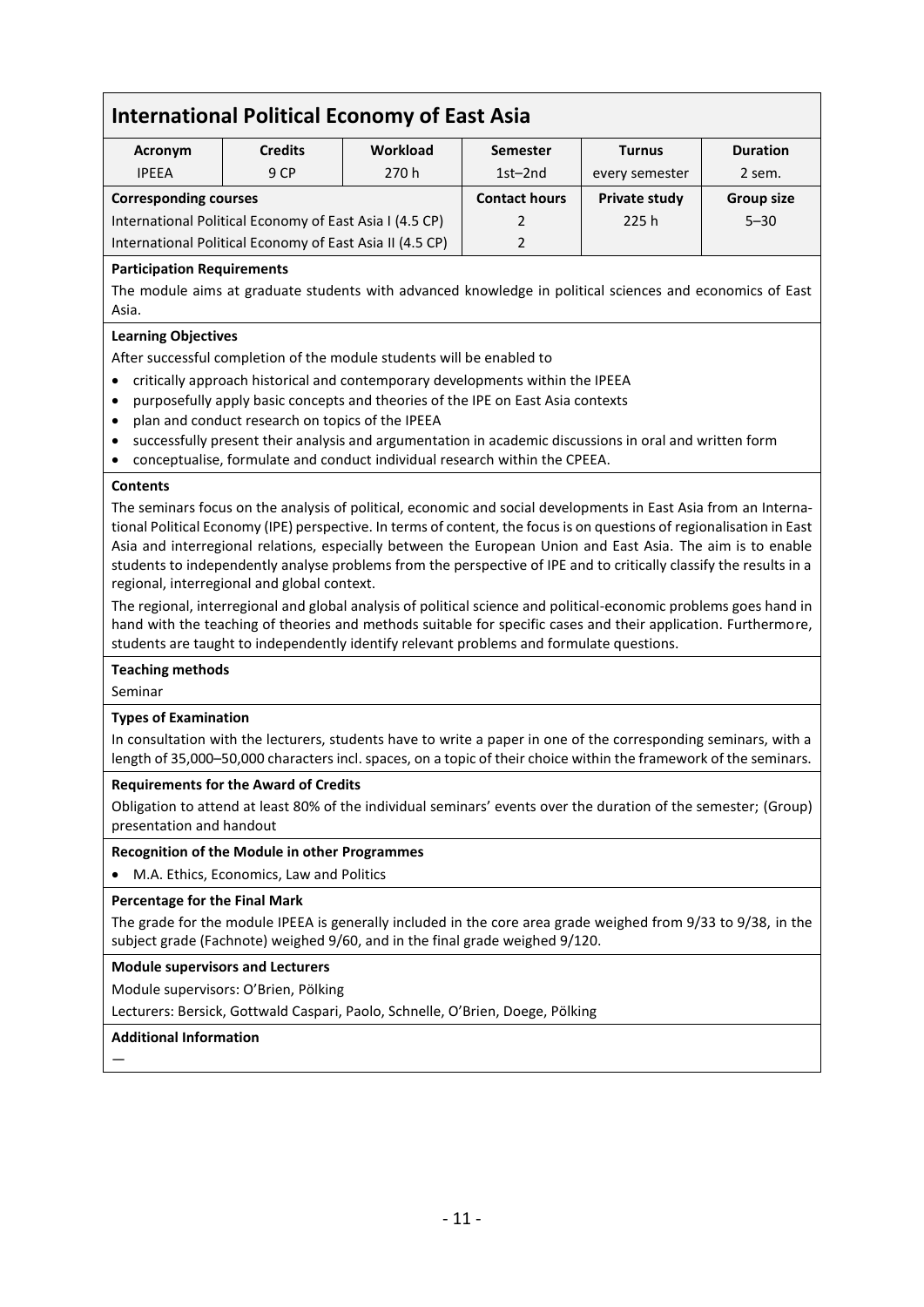## International Political Economy of East Asia

| Acronym | Credits | Workload | Semester | Turnus | Duration |
|---|---|---|---|---|---|
| IPEEA | 9 CP | 270 h | 1st–2nd | every semester | 2 sem. |

| Corresponding courses | Contact hours | Private study | Group size |
|---|---|---|---|
| International Political Economy of East Asia I (4.5 CP) | 2 | 225 h | 5–30 |
| International Political Economy of East Asia II (4.5 CP) | 2 | | |

**Participation Requirements**

The module aims at graduate students with advanced knowledge in political sciences and economics of East Asia.

**Learning Objectives**

After successful completion of the module students will be enabled to

- critically approach historical and contemporary developments within the IPEEA
- purposefully apply basic concepts and theories of the IPE on East Asia contexts
- plan and conduct research on topics of the IPEEA
- successfully present their analysis and argumentation in academic discussions in oral and written form
- conceptualise, formulate and conduct individual research within the CPEEA.

**Contents**

The seminars focus on the analysis of political, economic and social developments in East Asia from an International Political Economy (IPE) perspective. In terms of content, the focus is on questions of regionalisation in East Asia and interregional relations, especially between the European Union and East Asia. The aim is to enable students to independently analyse problems from the perspective of IPE and to critically classify the results in a regional, interregional and global context.

The regional, interregional and global analysis of political science and political-economic problems goes hand in hand with the teaching of theories and methods suitable for specific cases and their application. Furthermore, students are taught to independently identify relevant problems and formulate questions.

**Teaching methods**

Seminar

**Types of Examination**

In consultation with the lecturers, students have to write a paper in one of the corresponding seminars, with a length of 35,000–50,000 characters incl. spaces, on a topic of their choice within the framework of the seminars.

**Requirements for the Award of Credits**

Obligation to attend at least 80% of the individual seminars' events over the duration of the semester; (Group) presentation and handout

**Recognition of the Module in other Programmes**

- M.A. Ethics, Economics, Law and Politics

**Percentage for the Final Mark**

The grade for the module IPEEA is generally included in the core area grade weighed from 9/33 to 9/38, in the subject grade (Fachnote) weighed 9/60, and in the final grade weighed 9/120.

**Module supervisors and Lecturers**

Module supervisors: O'Brien, Pölking

Lecturers: Bersick, Gottwald Caspari, Paolo, Schnelle, O'Brien, Doege, Pölking

**Additional Information**

—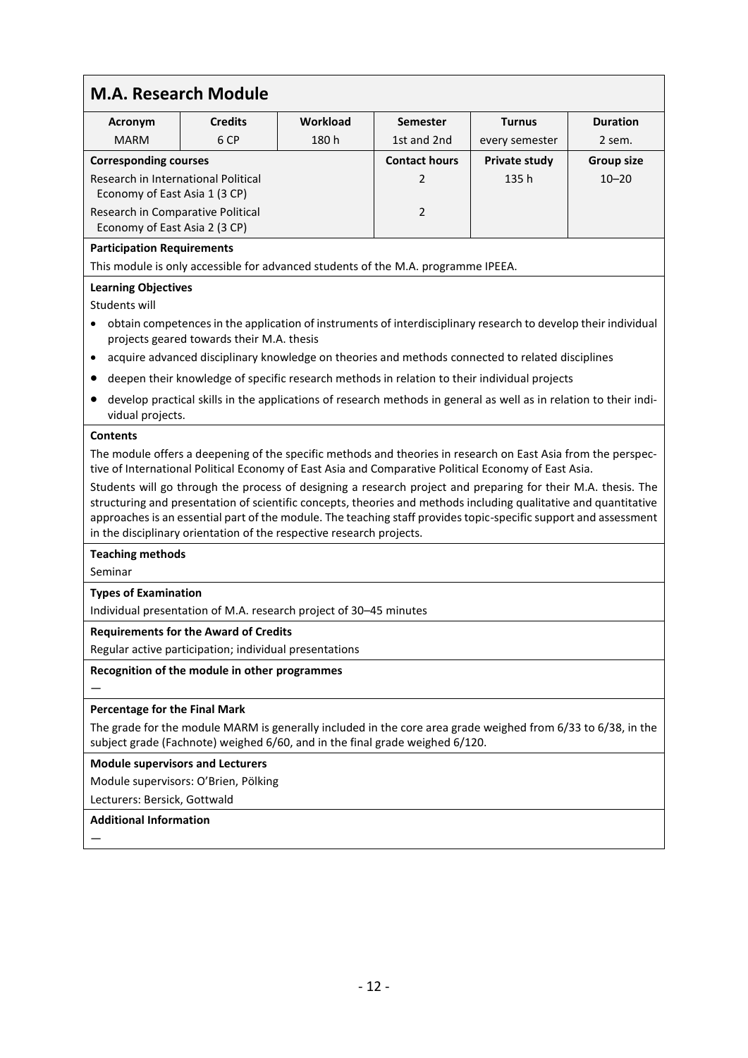## M.A. Research Module

| Acronym | Credits | Workload | Semester | Turnus | Duration |
|---|---|---|---|---|---|
| MARM | 6 CP | 180 h | 1st and 2nd | every semester | 2 sem. |

| Corresponding courses | Contact hours | Private study | Group size |
|---|---|---|---|
| Research in International Political Economy of East Asia 1 (3 CP) | 2 | 135 h | 10–20 |
| Research in Comparative Political Economy of East Asia 2 (3 CP) | 2 | | |

**Participation Requirements**

This module is only accessible for advanced students of the M.A. programme IPEEA.

**Learning Objectives**

Students will

- obtain competences in the application of instruments of interdisciplinary research to develop their individual projects geared towards their M.A. thesis
- acquire advanced disciplinary knowledge on theories and methods connected to related disciplines
- deepen their knowledge of specific research methods in relation to their individual projects
- develop practical skills in the applications of research methods in general as well as in relation to their individual projects.

**Contents**

The module offers a deepening of the specific methods and theories in research on East Asia from the perspective of International Political Economy of East Asia and Comparative Political Economy of East Asia.

Students will go through the process of designing a research project and preparing for their M.A. thesis. The structuring and presentation of scientific concepts, theories and methods including qualitative and quantitative approaches is an essential part of the module. The teaching staff provides topic-specific support and assessment in the disciplinary orientation of the respective research projects.

**Teaching methods**

Seminar

**Types of Examination**

Individual presentation of M.A. research project of 30–45 minutes

**Requirements for the Award of Credits**

Regular active participation; individual presentations

**Recognition of the module in other programmes**

—

**Percentage for the Final Mark**

The grade for the module MARM is generally included in the core area grade weighed from 6/33 to 6/38, in the subject grade (Fachnote) weighed 6/60, and in the final grade weighed 6/120.

**Module supervisors and Lecturers**

Module supervisors: O'Brien, Pölking

Lecturers: Bersick, Gottwald

**Additional Information**

—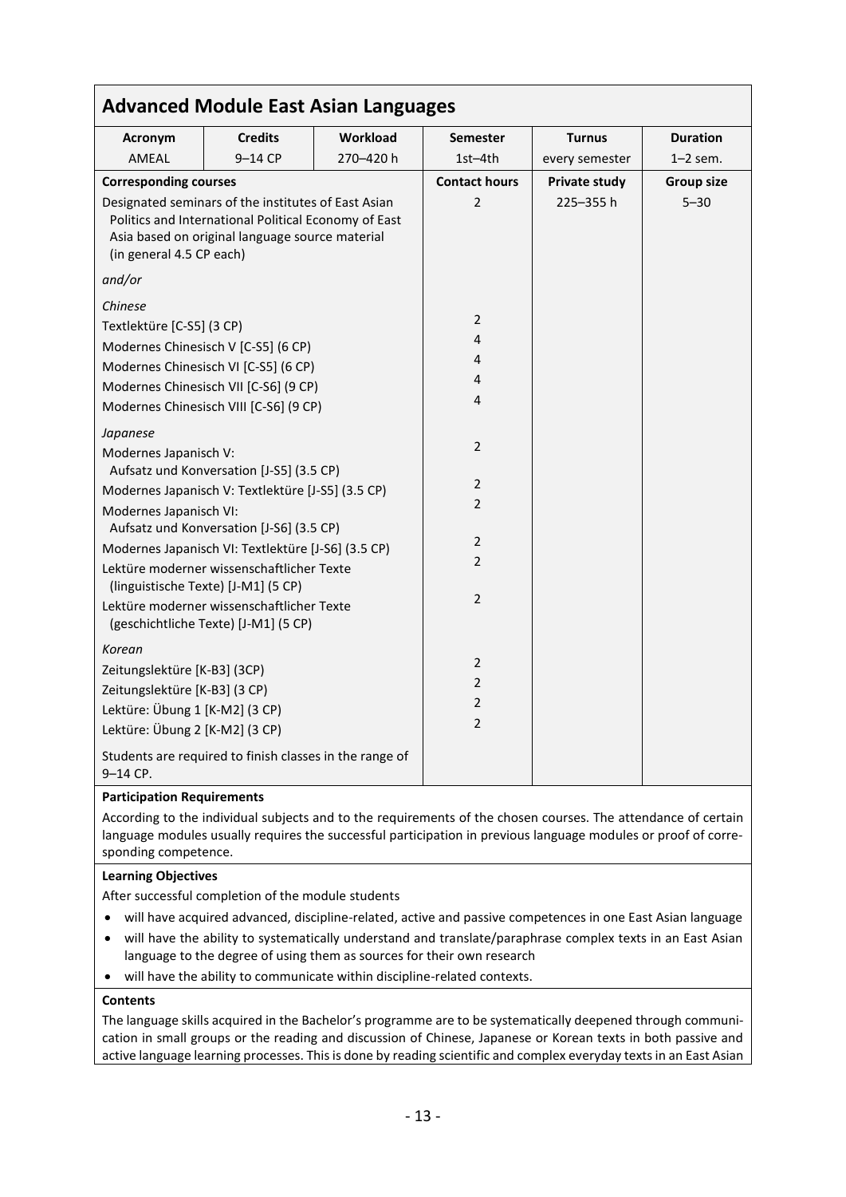## Advanced Module East Asian Languages

| Acronym | Credits | Workload | Semester | Turnus | Duration |
|---|---|---|---|---|---|
| AMEAL | 9–14 CP | 270–420 h | 1st–4th | every semester | 1–2 sem. |

| Corresponding courses | Contact hours | Private study | Group size |
|---|---|---|---|
| Designated seminars of the institutes of East Asian Politics and International Political Economy of East Asia based on original language source material (in general 4.5 CP each) | 2 | 225–355 h | 5–30 |
| *and/or* | | | |
| *Chinese* | | | |
| Textlektüre [C-S5] (3 CP) | 2 | | |
| Modernes Chinesisch V [C-S5] (6 CP) | 4 | | |
| Modernes Chinesisch VI [C-S5] (6 CP) | 4 | | |
| Modernes Chinesisch VII [C-S6] (9 CP) | 4 | | |
| Modernes Chinesisch VIII [C-S6] (9 CP) | 4 | | |
| *Japanese* | | | |
| Modernes Japanisch V: Aufsatz und Konversation [J-S5] (3.5 CP) | 2 | | |
| Modernes Japanisch V: Textlektüre [J-S5] (3.5 CP) | 2 | | |
| Modernes Japanisch VI: Aufsatz und Konversation [J-S6] (3.5 CP) | 2 | | |
| Modernes Japanisch VI: Textlektüre [J-S6] (3.5 CP) | 2 | | |
| Lektüre moderner wissenschaftlicher Texte (linguistische Texte) [J-M1] (5 CP) | 2 | | |
| Lektüre moderner wissenschaftlicher Texte (geschichtliche Texte) [J-M1] (5 CP) | 2 | | |
| *Korean* | | | |
| Zeitungslektüre [K-B3] (3CP) | 2 | | |
| Zeitungslektüre [K-B3] (3 CP) | 2 | | |
| Lektüre: Übung 1 [K-M2] (3 CP) | 2 | | |
| Lektüre: Übung 2 [K-M2] (3 CP) | 2 | | |
| Students are required to finish classes in the range of 9–14 CP. | | | |

**Participation Requirements**

According to the individual subjects and to the requirements of the chosen courses. The attendance of certain language modules usually requires the successful participation in previous language modules or proof of corresponding competence.

**Learning Objectives**

After successful completion of the module students

- will have acquired advanced, discipline-related, active and passive competences in one East Asian language
- will have the ability to systematically understand and translate/paraphrase complex texts in an East Asian language to the degree of using them as sources for their own research
- will have the ability to communicate within discipline-related contexts.

**Contents**

The language skills acquired in the Bachelor's programme are to be systematically deepened through communication in small groups or the reading and discussion of Chinese, Japanese or Korean texts in both passive and active language learning processes. This is done by reading scientific and complex everyday texts in an East Asian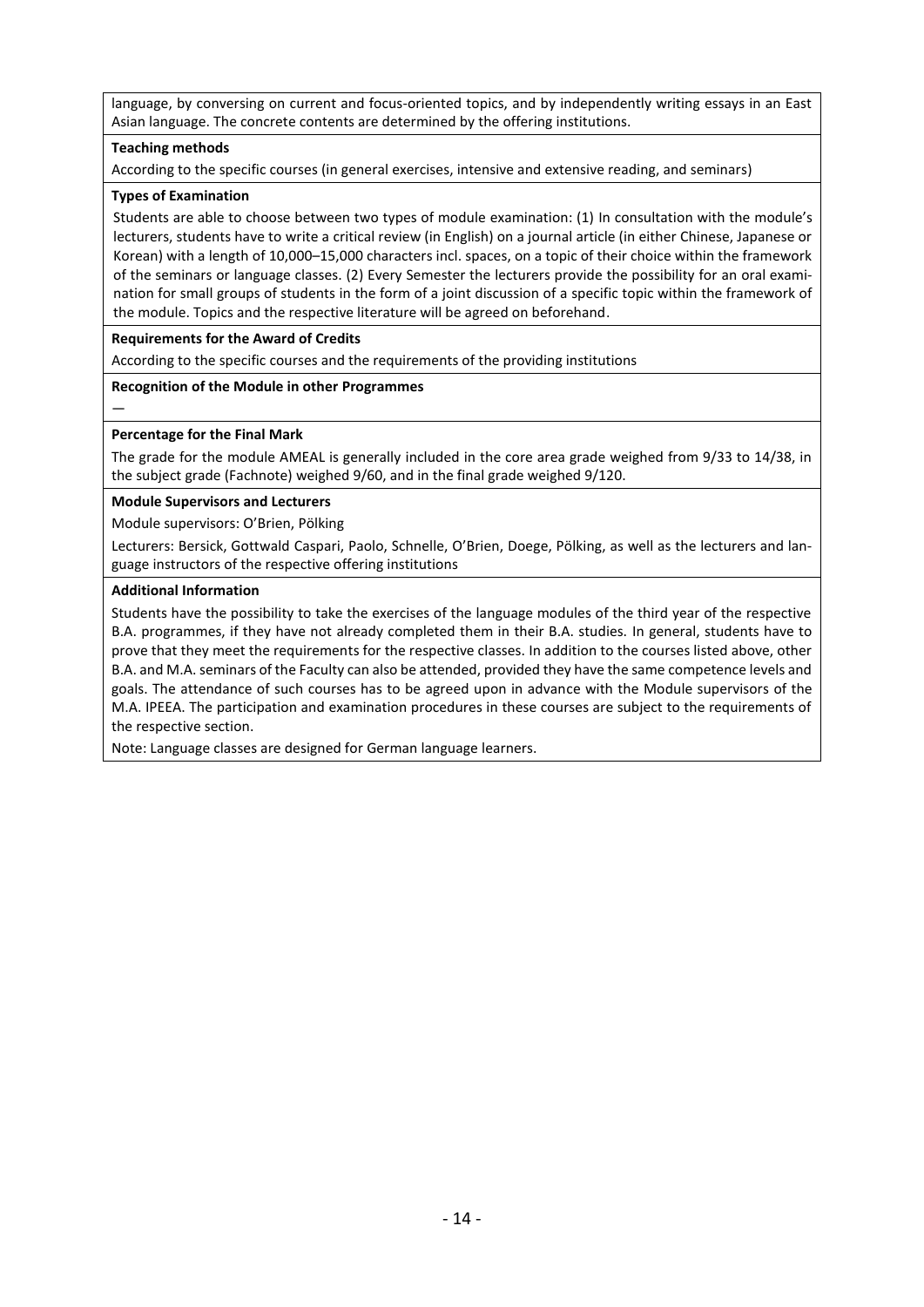language, by conversing on current and focus-oriented topics, and by independently writing essays in an East Asian language. The concrete contents are determined by the offering institutions.

**Teaching methods**

According to the specific courses (in general exercises, intensive and extensive reading, and seminars)

**Types of Examination**

Students are able to choose between two types of module examination: (1) In consultation with the module's lecturers, students have to write a critical review (in English) on a journal article (in either Chinese, Japanese or Korean) with a length of 10,000–15,000 characters incl. spaces, on a topic of their choice within the framework of the seminars or language classes. (2) Every Semester the lecturers provide the possibility for an oral examination for small groups of students in the form of a joint discussion of a specific topic within the framework of the module. Topics and the respective literature will be agreed on beforehand.

**Requirements for the Award of Credits**

According to the specific courses and the requirements of the providing institutions

**Recognition of the Module in other Programmes**

—

**Percentage for the Final Mark**

The grade for the module AMEAL is generally included in the core area grade weighed from 9/33 to 14/38, in the subject grade (Fachnote) weighed 9/60, and in the final grade weighed 9/120.

**Module Supervisors and Lecturers**

Module supervisors: O'Brien, Pölking

Lecturers: Bersick, Gottwald Caspari, Paolo, Schnelle, O'Brien, Doege, Pölking, as well as the lecturers and language instructors of the respective offering institutions

**Additional Information**

Students have the possibility to take the exercises of the language modules of the third year of the respective B.A. programmes, if they have not already completed them in their B.A. studies. In general, students have to prove that they meet the requirements for the respective classes. In addition to the courses listed above, other B.A. and M.A. seminars of the Faculty can also be attended, provided they have the same competence levels and goals. The attendance of such courses has to be agreed upon in advance with the Module supervisors of the M.A. IPEEA. The participation and examination procedures in these courses are subject to the requirements of the respective section.

Note: Language classes are designed for German language learners.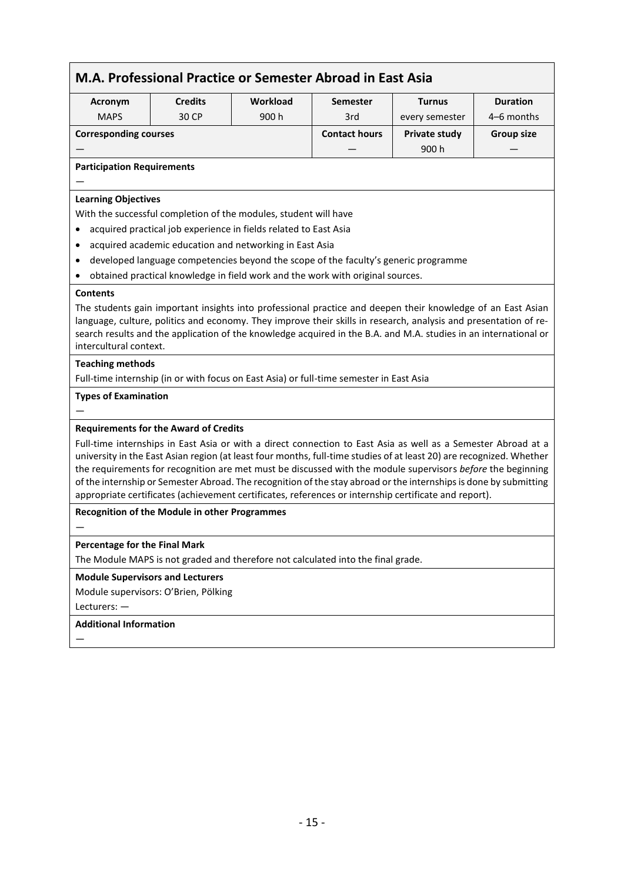## M.A. Professional Practice or Semester Abroad in East Asia

| Acronym | Credits | Workload | Semester | Turnus | Duration |
|---|---|---|---|---|---|
| MAPS | 30 CP | 900 h | 3rd | every semester | 4–6 months |

| Corresponding courses | Contact hours | Private study | Group size |
|---|---|---|---|
| — | — | 900 h | — |

**Participation Requirements**

—

**Learning Objectives**

With the successful completion of the modules, student will have

- acquired practical job experience in fields related to East Asia
- acquired academic education and networking in East Asia
- developed language competencies beyond the scope of the faculty's generic programme
- obtained practical knowledge in field work and the work with original sources.

**Contents**

The students gain important insights into professional practice and deepen their knowledge of an East Asian language, culture, politics and economy. They improve their skills in research, analysis and presentation of research results and the application of the knowledge acquired in the B.A. and M.A. studies in an international or intercultural context.

**Teaching methods**

Full-time internship (in or with focus on East Asia) or full-time semester in East Asia

**Types of Examination**

—

**Requirements for the Award of Credits**

Full-time internships in East Asia or with a direct connection to East Asia as well as a Semester Abroad at a university in the East Asian region (at least four months, full-time studies of at least 20) are recognized. Whether the requirements for recognition are met must be discussed with the module supervisors *before* the beginning of the internship or Semester Abroad. The recognition of the stay abroad or the internships is done by submitting appropriate certificates (achievement certificates, references or internship certificate and report).

**Recognition of the Module in other Programmes**

—

**Percentage for the Final Mark**

The Module MAPS is not graded and therefore not calculated into the final grade.

**Module Supervisors and Lecturers**

Module supervisors: O'Brien, Pölking

Lecturers: —

**Additional Information**

—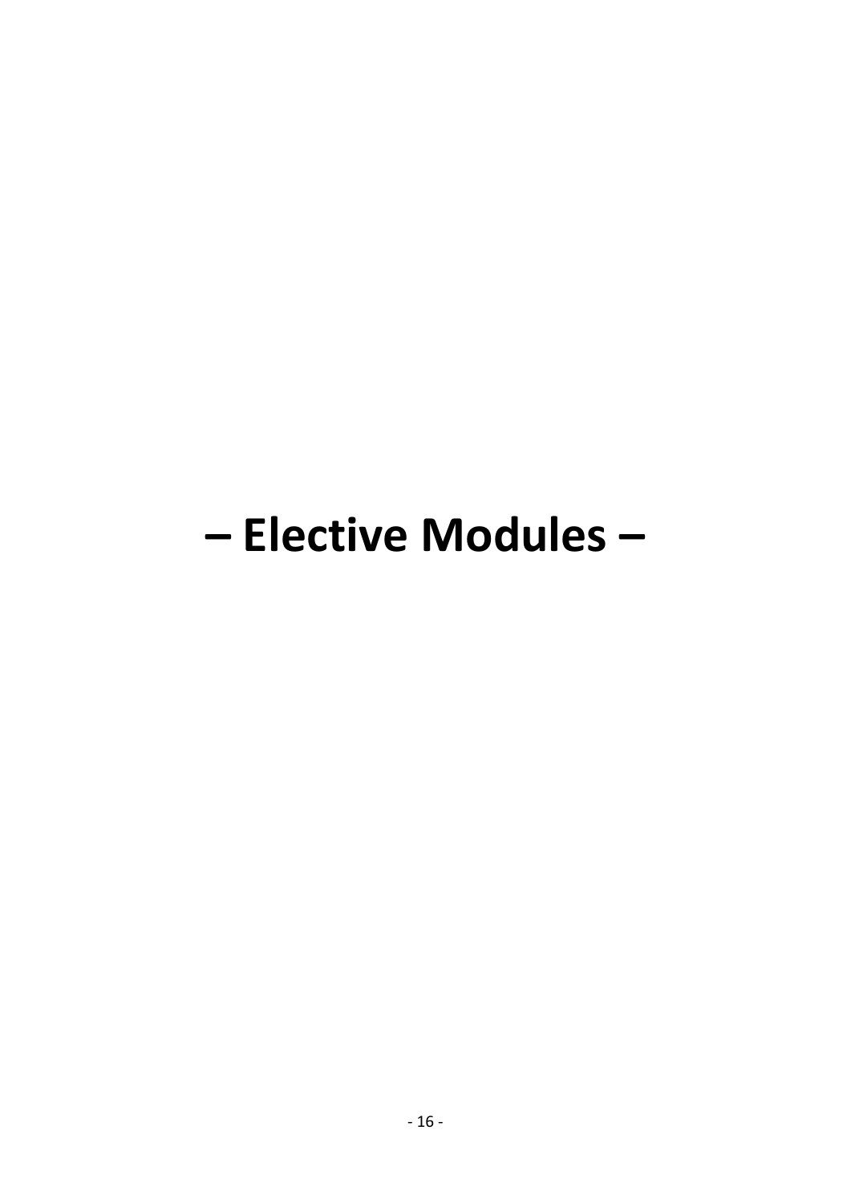# – Elective Modules –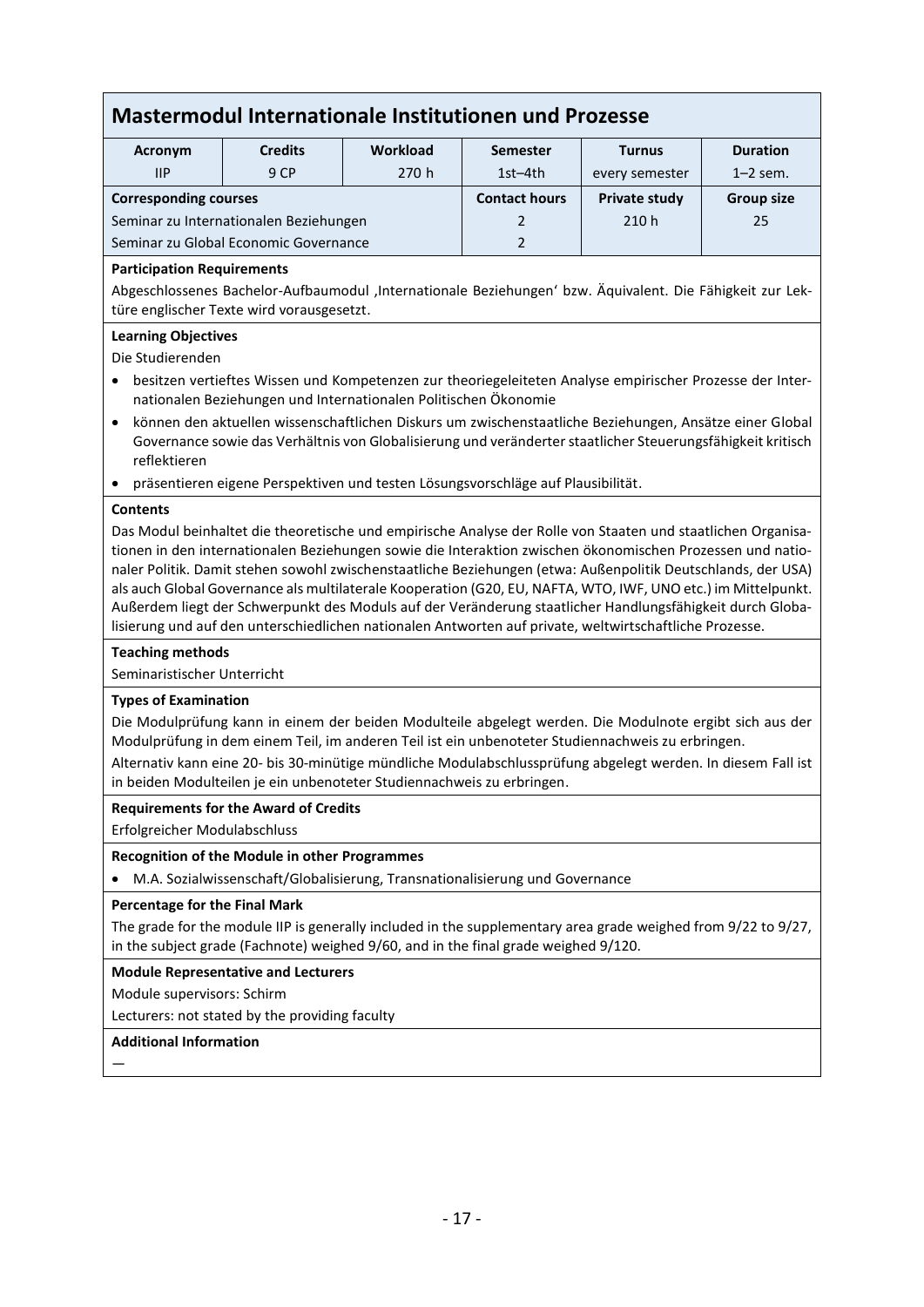## Mastermodul Internationale Institutionen und Prozesse

| Acronym | Credits | Workload | Semester | Turnus | Duration |
|---|---|---|---|---|---|
| IIP | 9 CP | 270 h | 1st–4th | every semester | 1–2 sem. |

| Corresponding courses | Contact hours | Private study | Group size |
|---|---|---|---|
| Seminar zu Internationalen Beziehungen | 2 | 210 h | 25 |
| Seminar zu Global Economic Governance | 2 | | |

**Participation Requirements**

Abgeschlossenes Bachelor-Aufbaumodul ‚Internationale Beziehungen' bzw. Äquivalent. Die Fähigkeit zur Lektüre englischer Texte wird vorausgesetzt.

**Learning Objectives**

Die Studierenden

- besitzen vertieftes Wissen und Kompetenzen zur theoriegeleiteten Analyse empirischer Prozesse der Internationalen Beziehungen und Internationalen Politischen Ökonomie
- können den aktuellen wissenschaftlichen Diskurs um zwischenstaatliche Beziehungen, Ansätze einer Global Governance sowie das Verhältnis von Globalisierung und veränderter staatlicher Steuerungsfähigkeit kritisch reflektieren
- präsentieren eigene Perspektiven und testen Lösungsvorschläge auf Plausibilität.

**Contents**

Das Modul beinhaltet die theoretische und empirische Analyse der Rolle von Staaten und staatlichen Organisationen in den internationalen Beziehungen sowie die Interaktion zwischen ökonomischen Prozessen und nationaler Politik. Damit stehen sowohl zwischenstaatliche Beziehungen (etwa: Außenpolitik Deutschlands, der USA) als auch Global Governance als multilaterale Kooperation (G20, EU, NAFTA, WTO, IWF, UNO etc.) im Mittelpunkt. Außerdem liegt der Schwerpunkt des Moduls auf der Veränderung staatlicher Handlungsfähigkeit durch Globalisierung und auf den unterschiedlichen nationalen Antworten auf private, weltwirtschaftliche Prozesse.

**Teaching methods**

Seminaristischer Unterricht

**Types of Examination**

Die Modulprüfung kann in einem der beiden Modulteile abgelegt werden. Die Modulnote ergibt sich aus der Modulprüfung in dem einem Teil, im anderen Teil ist ein unbenoteter Studiennachweis zu erbringen.

Alternativ kann eine 20- bis 30-minütige mündliche Modulabschlussprüfung abgelegt werden. In diesem Fall ist in beiden Modulteilen je ein unbenoteter Studiennachweis zu erbringen.

**Requirements for the Award of Credits**

Erfolgreicher Modulabschluss

**Recognition of the Module in other Programmes**

- M.A. Sozialwissenschaft/Globalisierung, Transnationalisierung und Governance

**Percentage for the Final Mark**

The grade for the module IIP is generally included in the supplementary area grade weighed from 9/22 to 9/27, in the subject grade (Fachnote) weighed 9/60, and in the final grade weighed 9/120.

**Module Representative and Lecturers**

Module supervisors: Schirm

Lecturers: not stated by the providing faculty

**Additional Information**

—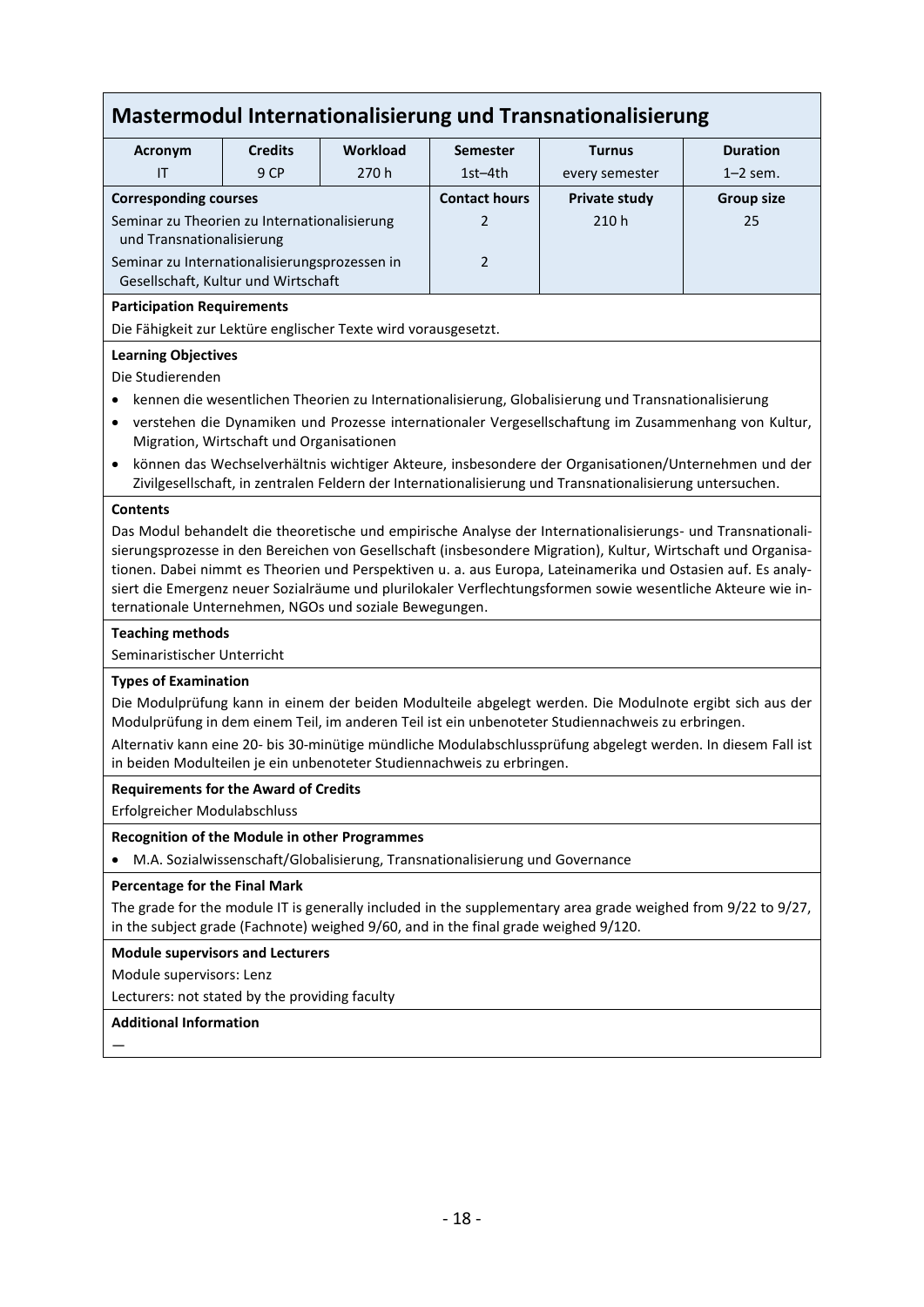## Mastermodul Internationalisierung und Transnationalisierung

| Acronym | Credits | Workload | Semester | Turnus | Duration |
|---|---|---|---|---|---|
| IT | 9 CP | 270 h | 1st–4th | every semester | 1–2 sem. |

| Corresponding courses | Contact hours | Private study | Group size |
|---|---|---|---|
| Seminar zu Theorien zu Internationalisierung und Transnationalisierung | 2 | 210 h | 25 |
| Seminar zu Internationalisierungsprozessen in Gesellschaft, Kultur und Wirtschaft | 2 | | |

**Participation Requirements**

Die Fähigkeit zur Lektüre englischer Texte wird vorausgesetzt.

**Learning Objectives**

Die Studierenden

- kennen die wesentlichen Theorien zu Internationalisierung, Globalisierung und Transnationalisierung
- verstehen die Dynamiken und Prozesse internationaler Vergesellschaftung im Zusammenhang von Kultur, Migration, Wirtschaft und Organisationen
- können das Wechselverhältnis wichtiger Akteure, insbesondere der Organisationen/Unternehmen und der Zivilgesellschaft, in zentralen Feldern der Internationalisierung und Transnationalisierung untersuchen.

**Contents**

Das Modul behandelt die theoretische und empirische Analyse der Internationalisierungs- und Transnationalisierungsprozesse in den Bereichen von Gesellschaft (insbesondere Migration), Kultur, Wirtschaft und Organisationen. Dabei nimmt es Theorien und Perspektiven u. a. aus Europa, Lateinamerika und Ostasien auf. Es analysiert die Emergenz neuer Sozialräume und plurilokaler Verflechtungsformen sowie wesentliche Akteure wie internationale Unternehmen, NGOs und soziale Bewegungen.

**Teaching methods**

Seminaristischer Unterricht

**Types of Examination**

Die Modulprüfung kann in einem der beiden Modulteile abgelegt werden. Die Modulnote ergibt sich aus der Modulprüfung in dem einem Teil, im anderen Teil ist ein unbenoteter Studiennachweis zu erbringen.

Alternativ kann eine 20- bis 30-minütige mündliche Modulabschlussprüfung abgelegt werden. In diesem Fall ist in beiden Modulteilen je ein unbenoteter Studiennachweis zu erbringen.

**Requirements for the Award of Credits**

Erfolgreicher Modulabschluss

**Recognition of the Module in other Programmes**

- M.A. Sozialwissenschaft/Globalisierung, Transnationalisierung und Governance

**Percentage for the Final Mark**

The grade for the module IT is generally included in the supplementary area grade weighed from 9/22 to 9/27, in the subject grade (Fachnote) weighed 9/60, and in the final grade weighed 9/120.

**Module supervisors and Lecturers**

Module supervisors: Lenz

Lecturers: not stated by the providing faculty

**Additional Information**

—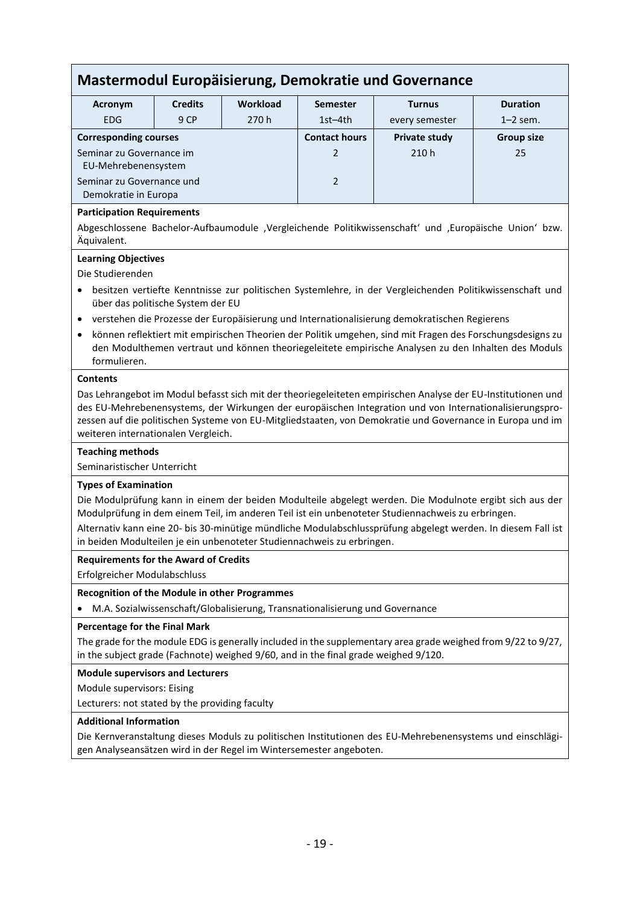## Mastermodul Europäisierung, Demokratie und Governance

| Acronym | Credits | Workload | Semester | Turnus | Duration |
|---|---|---|---|---|---|
| EDG | 9 CP | 270 h | 1st–4th | every semester | 1–2 sem. |

| Corresponding courses | Contact hours | Private study | Group size |
|---|---|---|---|
| Seminar zu Governance im EU-Mehrebenensystem | 2 | 210 h | 25 |
| Seminar zu Governance und Demokratie in Europa | 2 | | |

**Participation Requirements**

Abgeschlossene Bachelor-Aufbaumodule ‚Vergleichende Politikwissenschaft' und ‚Europäische Union' bzw. Äquivalent.

**Learning Objectives**

Die Studierenden

- besitzen vertiefte Kenntnisse zur politischen Systemlehre, in der Vergleichenden Politikwissenschaft und über das politische System der EU
- verstehen die Prozesse der Europäisierung und Internationalisierung demokratischen Regierens
- können reflektiert mit empirischen Theorien der Politik umgehen, sind mit Fragen des Forschungsdesigns zu den Modulthemen vertraut und können theoriegeleitete empirische Analysen zu den Inhalten des Moduls formulieren.

**Contents**

Das Lehrangebot im Modul befasst sich mit der theoriegeleiteten empirischen Analyse der EU-Institutionen und des EU-Mehrebenensystems, der Wirkungen der europäischen Integration und von Internationalisierungsprozessen auf die politischen Systeme von EU-Mitgliedstaaten, von Demokratie und Governance in Europa und im weiteren internationalen Vergleich.

**Teaching methods**

Seminaristischer Unterricht

**Types of Examination**

Die Modulprüfung kann in einem der beiden Modulteile abgelegt werden. Die Modulnote ergibt sich aus der Modulprüfung in dem einem Teil, im anderen Teil ist ein unbenoteter Studiennachweis zu erbringen.

Alternativ kann eine 20- bis 30-minütige mündliche Modulabschlussprüfung abgelegt werden. In diesem Fall ist in beiden Modulteilen je ein unbenoteter Studiennachweis zu erbringen.

**Requirements for the Award of Credits**

Erfolgreicher Modulabschluss

**Recognition of the Module in other Programmes**

- M.A. Sozialwissenschaft/Globalisierung, Transnationalisierung und Governance

**Percentage for the Final Mark**

The grade for the module EDG is generally included in the supplementary area grade weighed from 9/22 to 9/27, in the subject grade (Fachnote) weighed 9/60, and in the final grade weighed 9/120.

**Module supervisors and Lecturers**

Module supervisors: Eising

Lecturers: not stated by the providing faculty

**Additional Information**

Die Kernveranstaltung dieses Moduls zu politischen Institutionen des EU-Mehrebenensystems und einschlägigen Analyseansätzen wird in der Regel im Wintersemester angeboten.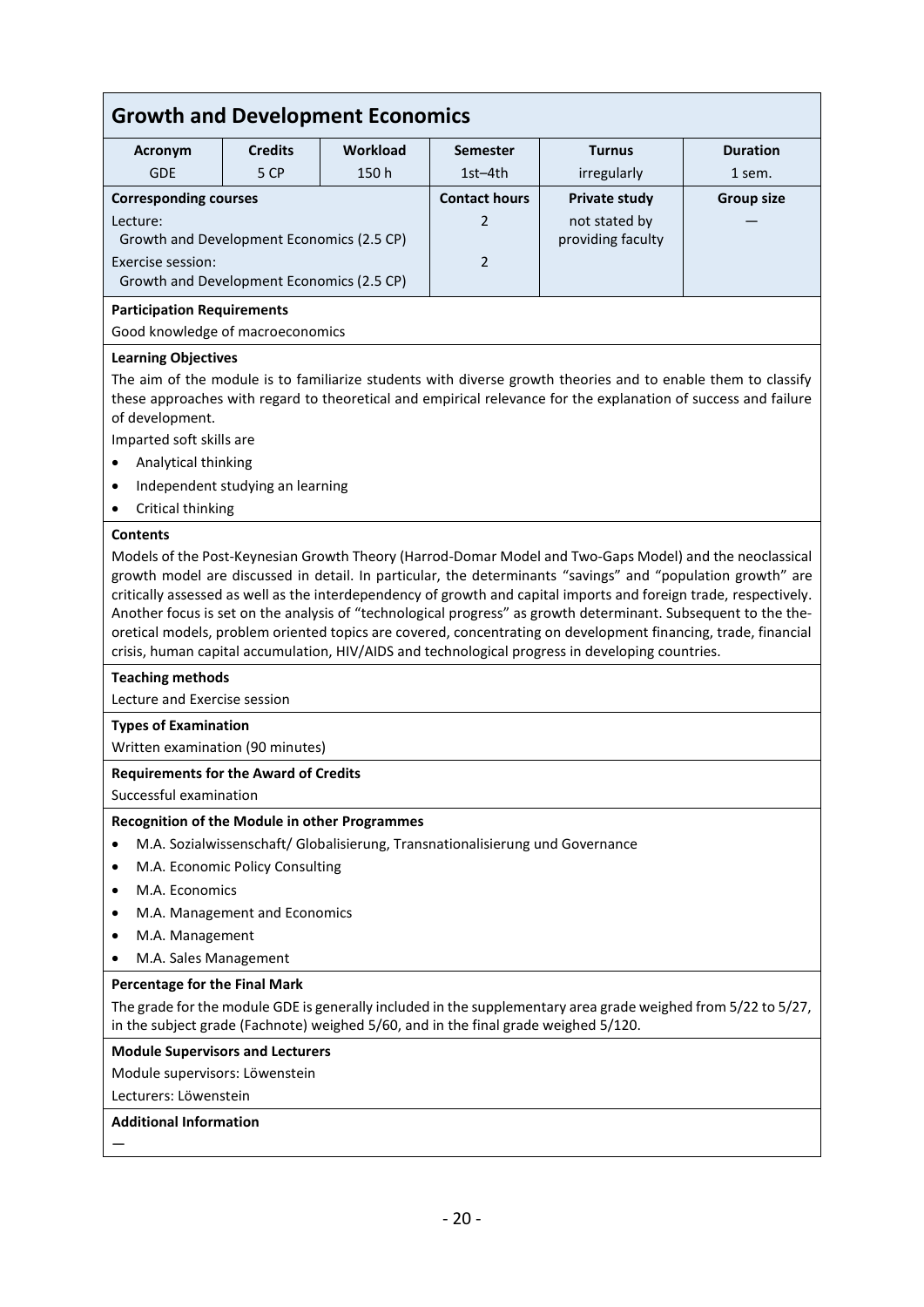## Growth and Development Economics

| Acronym | Credits | Workload | Semester | Turnus | Duration |
|---|---|---|---|---|---|
| GDE | 5 CP | 150 h | 1st–4th | irregularly | 1 sem. |

| Corresponding courses | Contact hours | Private study | Group size |
|---|---|---|---|
| Lecture: Growth and Development Economics (2.5 CP) | 2 | not stated by providing faculty | — |
| Exercise session: Growth and Development Economics (2.5 CP) | 2 | | |

**Participation Requirements**

Good knowledge of macroeconomics

**Learning Objectives**

The aim of the module is to familiarize students with diverse growth theories and to enable them to classify these approaches with regard to theoretical and empirical relevance for the explanation of success and failure of development.

Imparted soft skills are

- Analytical thinking
- Independent studying an learning
- Critical thinking

**Contents**

Models of the Post-Keynesian Growth Theory (Harrod-Domar Model and Two-Gaps Model) and the neoclassical growth model are discussed in detail. In particular, the determinants "savings" and "population growth" are critically assessed as well as the interdependency of growth and capital imports and foreign trade, respectively. Another focus is set on the analysis of "technological progress" as growth determinant. Subsequent to the theoretical models, problem oriented topics are covered, concentrating on development financing, trade, financial crisis, human capital accumulation, HIV/AIDS and technological progress in developing countries.

**Teaching methods**

Lecture and Exercise session

**Types of Examination**

Written examination (90 minutes)

**Requirements for the Award of Credits**

Successful examination

**Recognition of the Module in other Programmes**

- M.A. Sozialwissenschaft/ Globalisierung, Transnationalisierung und Governance
- M.A. Economic Policy Consulting
- M.A. Economics
- M.A. Management and Economics
- M.A. Management
- M.A. Sales Management

**Percentage for the Final Mark**

The grade for the module GDE is generally included in the supplementary area grade weighed from 5/22 to 5/27, in the subject grade (Fachnote) weighed 5/60, and in the final grade weighed 5/120.

**Module Supervisors and Lecturers**

Module supervisors: Löwenstein

Lecturers: Löwenstein

**Additional Information**

—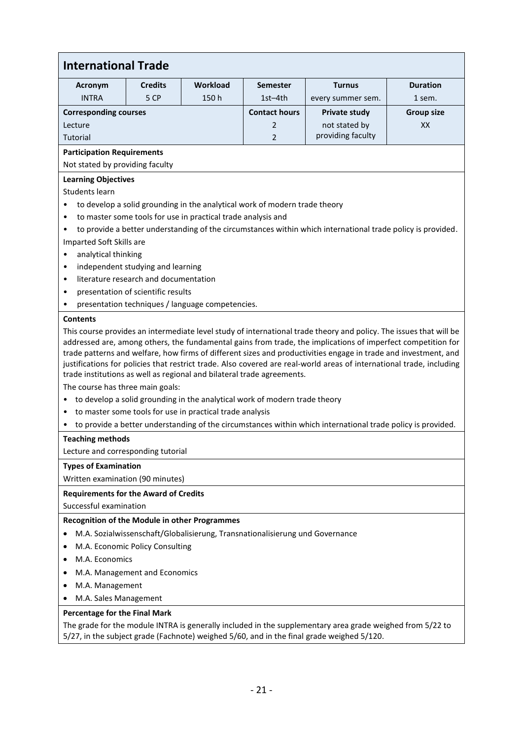## International Trade

| Acronym | Credits | Workload | Semester | Turnus | Duration |
|---|---|---|---|---|---|
| INTRA | 5 CP | 150 h | 1st–4th | every summer sem. | 1 sem. |
| **Corresponding courses** | | | **Contact hours** | **Private study** | **Group size** |
| Lecture | | | 2 | not stated by providing faculty | XX |
| Tutorial | | | 2 | | |

**Participation Requirements**

Not stated by providing faculty

**Learning Objectives**

Students learn

- to develop a solid grounding in the analytical work of modern trade theory
- to master some tools for use in practical trade analysis and
- to provide a better understanding of the circumstances within which international trade policy is provided.

Imparted Soft Skills are

- analytical thinking
- independent studying and learning
- literature research and documentation
- presentation of scientific results
- presentation techniques / language competencies.

**Contents**

This course provides an intermediate level study of international trade theory and policy. The issues that will be addressed are, among others, the fundamental gains from trade, the implications of imperfect competition for trade patterns and welfare, how firms of different sizes and productivities engage in trade and investment, and justifications for policies that restrict trade. Also covered are real-world areas of international trade, including trade institutions as well as regional and bilateral trade agreements.

The course has three main goals:

- to develop a solid grounding in the analytical work of modern trade theory
- to master some tools for use in practical trade analysis
- to provide a better understanding of the circumstances within which international trade policy is provided.

**Teaching methods**

Lecture and corresponding tutorial

**Types of Examination**

Written examination (90 minutes)

**Requirements for the Award of Credits**

Successful examination

**Recognition of the Module in other Programmes**

- M.A. Sozialwissenschaft/Globalisierung, Transnationalisierung und Governance
- M.A. Economic Policy Consulting
- M.A. Economics
- M.A. Management and Economics
- M.A. Management
- M.A. Sales Management

**Percentage for the Final Mark**

The grade for the module INTRA is generally included in the supplementary area grade weighed from 5/22 to 5/27, in the subject grade (Fachnote) weighed 5/60, and in the final grade weighed 5/120.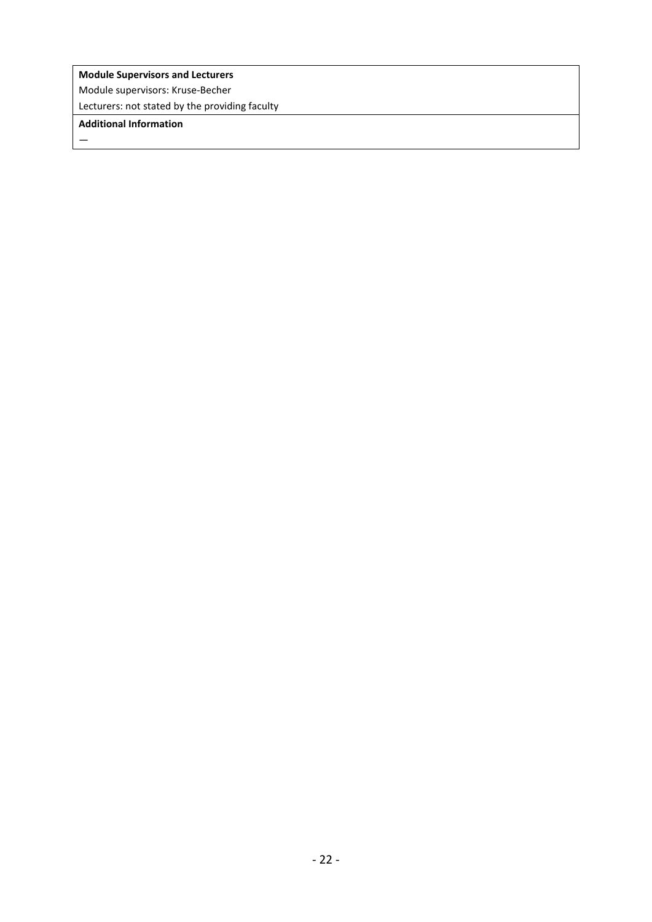**Module Supervisors and Lecturers**

Module supervisors: Kruse-Becher

Lecturers: not stated by the providing faculty

**Additional Information**

—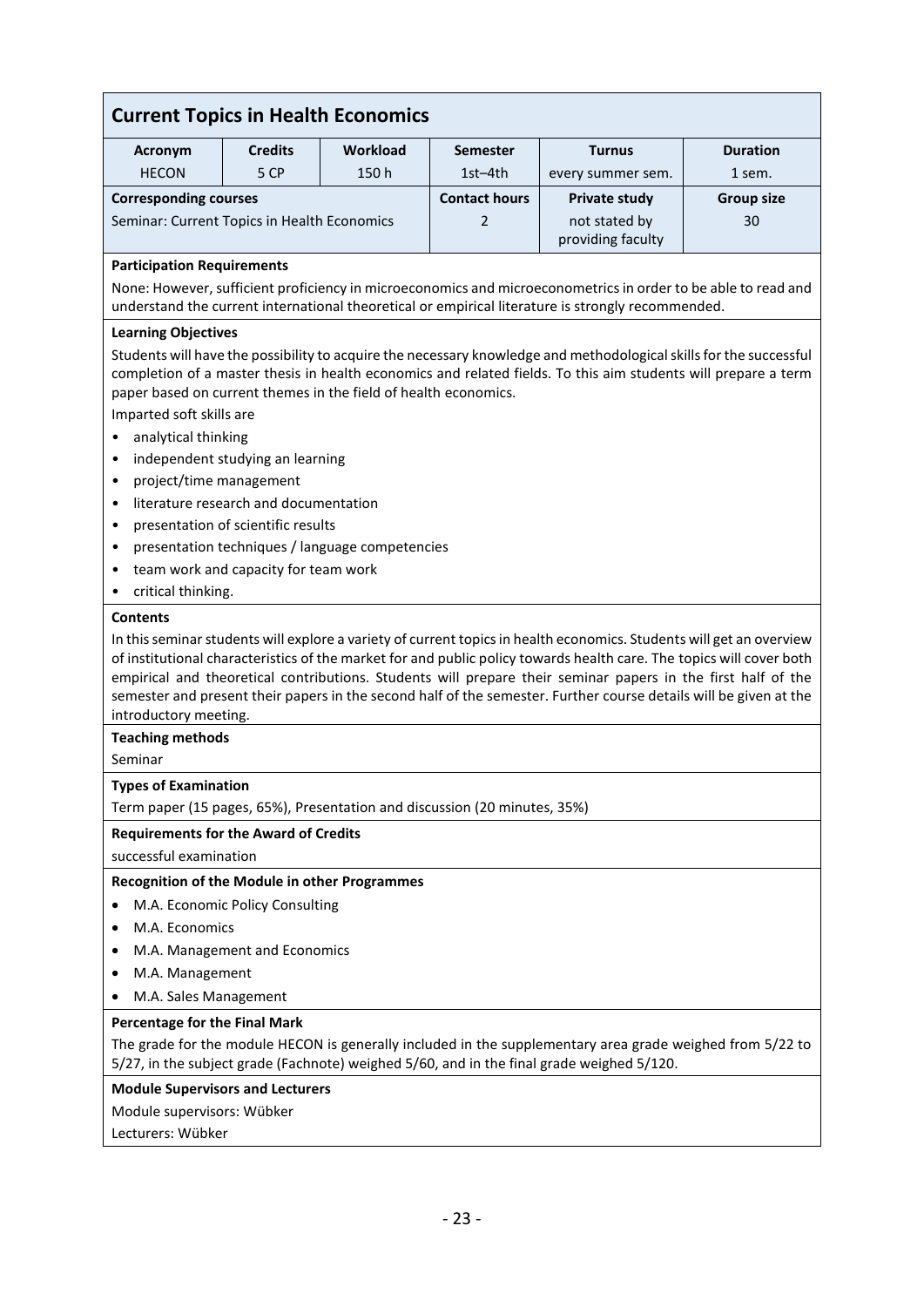## Current Topics in Health Economics

| Acronym | Credits | Workload | Semester | Turnus | Duration |
|---|---|---|---|---|---|
| HECON | 5 CP | 150 h | 1st–4th | every summer sem. | 1 sem. |

| Corresponding courses | Contact hours | Private study | Group size |
|---|---|---|---|
| Seminar: Current Topics in Health Economics | 2 | not stated by providing faculty | 30 |

**Participation Requirements**

None: However, sufficient proficiency in microeconomics and microeconometrics in order to be able to read and understand the current international theoretical or empirical literature is strongly recommended.

**Learning Objectives**

Students will have the possibility to acquire the necessary knowledge and methodological skills for the successful completion of a master thesis in health economics and related fields. To this aim students will prepare a term paper based on current themes in the field of health economics.

Imparted soft skills are

- analytical thinking
- independent studying an learning
- project/time management
- literature research and documentation
- presentation of scientific results
- presentation techniques / language competencies
- team work and capacity for team work
- critical thinking.

**Contents**

In this seminar students will explore a variety of current topics in health economics. Students will get an overview of institutional characteristics of the market for and public policy towards health care. The topics will cover both empirical and theoretical contributions. Students will prepare their seminar papers in the first half of the semester and present their papers in the second half of the semester. Further course details will be given at the introductory meeting.

**Teaching methods**

Seminar

**Types of Examination**

Term paper (15 pages, 65%), Presentation and discussion (20 minutes, 35%)

**Requirements for the Award of Credits**

successful examination

**Recognition of the Module in other Programmes**

- M.A. Economic Policy Consulting
- M.A. Economics
- M.A. Management and Economics
- M.A. Management
- M.A. Sales Management

**Percentage for the Final Mark**

The grade for the module HECON is generally included in the supplementary area grade weighed from 5/22 to 5/27, in the subject grade (Fachnote) weighed 5/60, and in the final grade weighed 5/120.

**Module Supervisors and Lecturers**

Module supervisors: Wübker

Lecturers: Wübker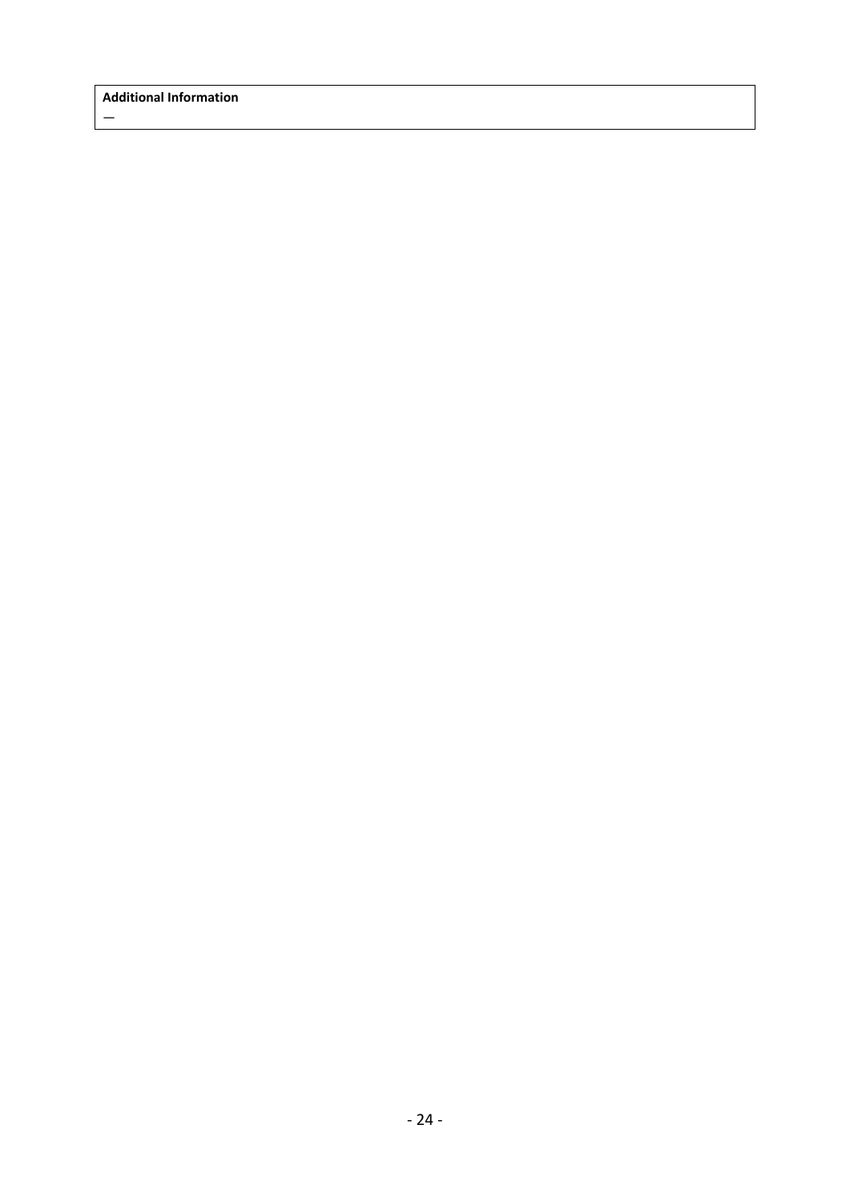| **Additional Information** |
| --- |
| — |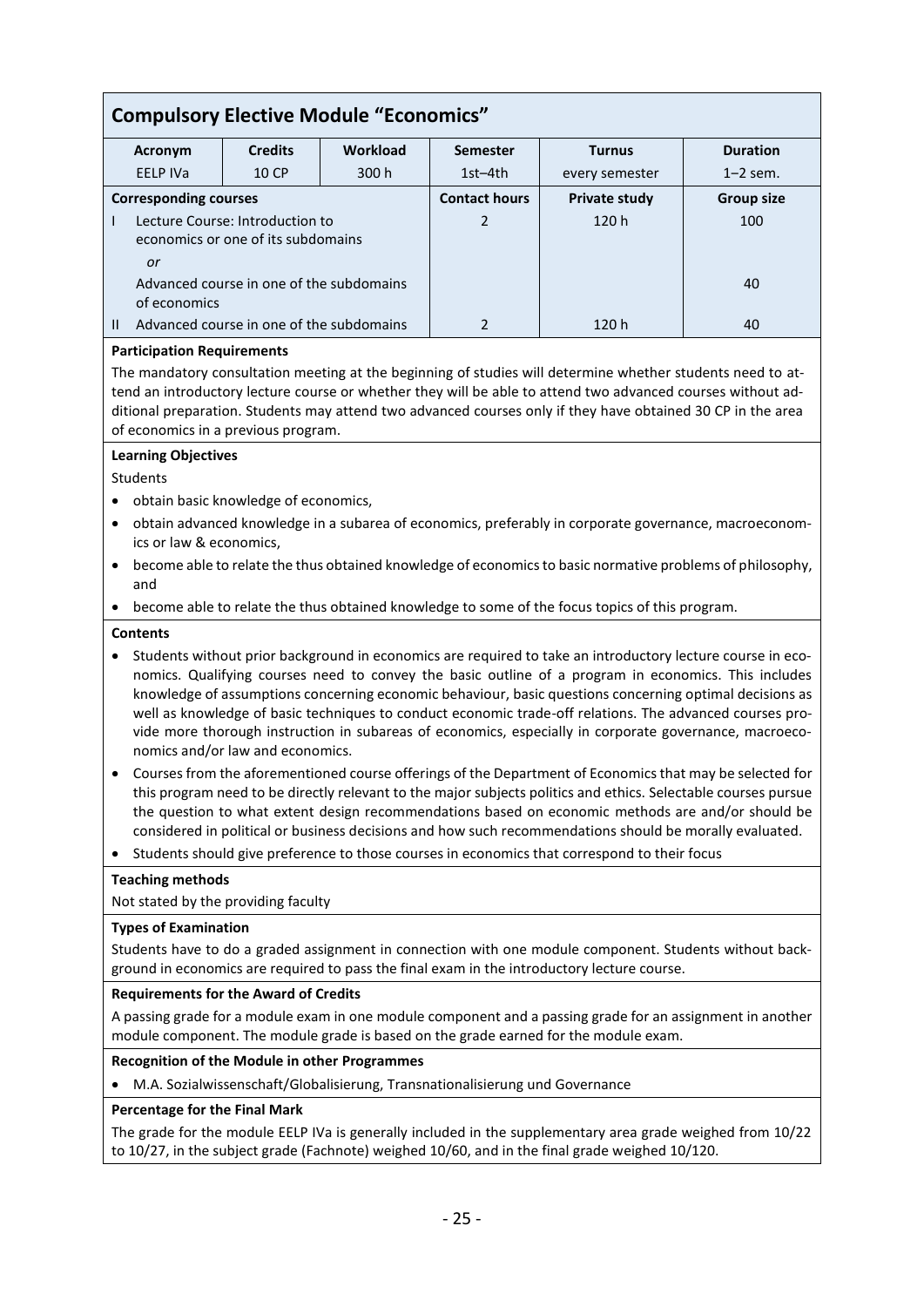## Compulsory Elective Module "Economics"

| Acronym | Credits | Workload | Semester | Turnus | Duration |
|---|---|---|---|---|---|
| EELP IVa | 10 CP | 300 h | 1st–4th | every semester | 1–2 sem. |

| Corresponding courses | Contact hours | Private study | Group size |
|---|---|---|---|
| I Lecture Course: Introduction to economics or one of its subdomains | 2 | 120 h | 100 |
| *or* | | | |
| Advanced course in one of the subdomains of economics | | | 40 |
| II Advanced course in one of the subdomains | 2 | 120 h | 40 |

**Participation Requirements**

The mandatory consultation meeting at the beginning of studies will determine whether students need to attend an introductory lecture course or whether they will be able to attend two advanced courses without additional preparation. Students may attend two advanced courses only if they have obtained 30 CP in the area of economics in a previous program.

**Learning Objectives**

Students

- obtain basic knowledge of economics,
- obtain advanced knowledge in a subarea of economics, preferably in corporate governance, macroeconomics or law & economics,
- become able to relate the thus obtained knowledge of economics to basic normative problems of philosophy, and
- become able to relate the thus obtained knowledge to some of the focus topics of this program.

**Contents**

- Students without prior background in economics are required to take an introductory lecture course in economics. Qualifying courses need to convey the basic outline of a program in economics. This includes knowledge of assumptions concerning economic behaviour, basic questions concerning optimal decisions as well as knowledge of basic techniques to conduct economic trade-off relations. The advanced courses provide more thorough instruction in subareas of economics, especially in corporate governance, macroeconomics and/or law and economics.
- Courses from the aforementioned course offerings of the Department of Economics that may be selected for this program need to be directly relevant to the major subjects politics and ethics. Selectable courses pursue the question to what extent design recommendations based on economic methods are and/or should be considered in political or business decisions and how such recommendations should be morally evaluated.
- Students should give preference to those courses in economics that correspond to their focus

**Teaching methods**

Not stated by the providing faculty

**Types of Examination**

Students have to do a graded assignment in connection with one module component. Students without background in economics are required to pass the final exam in the introductory lecture course.

**Requirements for the Award of Credits**

A passing grade for a module exam in one module component and a passing grade for an assignment in another module component. The module grade is based on the grade earned for the module exam.

**Recognition of the Module in other Programmes**

- M.A. Sozialwissenschaft/Globalisierung, Transnationalisierung und Governance

**Percentage for the Final Mark**

The grade for the module EELP IVa is generally included in the supplementary area grade weighed from 10/22 to 10/27, in the subject grade (Fachnote) weighed 10/60, and in the final grade weighed 10/120.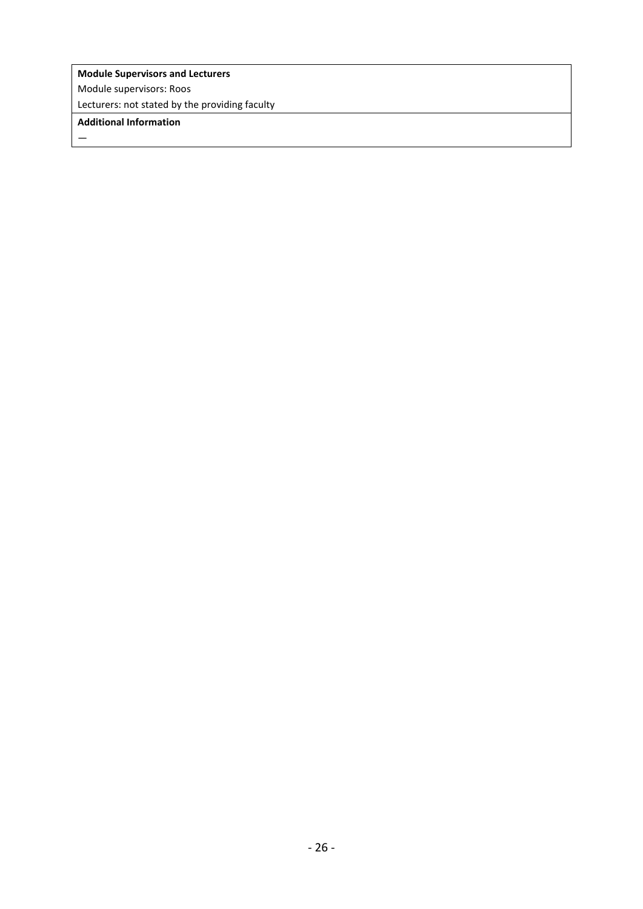**Module Supervisors and Lecturers**

Module supervisors: Roos

Lecturers: not stated by the providing faculty

**Additional Information**

—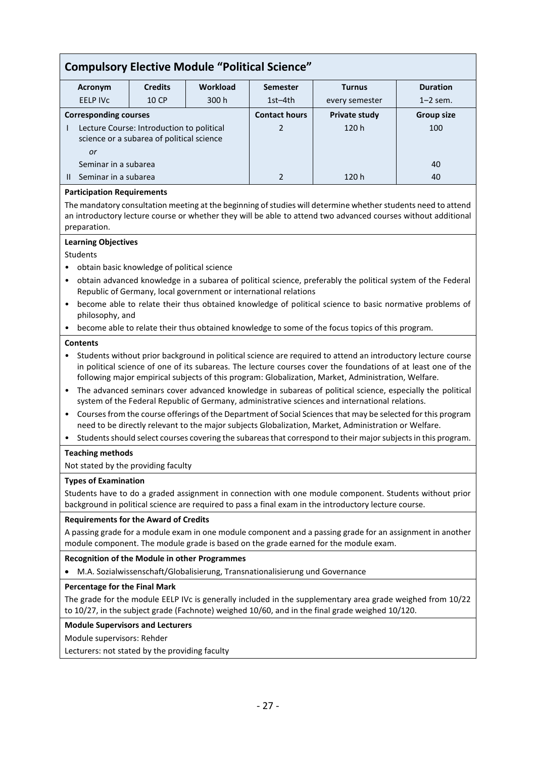## Compulsory Elective Module "Political Science"

| Acronym | Credits | Workload | Semester | Turnus | Duration |
|---|---|---|---|---|---|
| EELP IVc | 10 CP | 300 h | 1st–4th | every semester | 1–2 sem. |

| Corresponding courses | Contact hours | Private study | Group size |
|---|---|---|---|
| I Lecture Course: Introduction to political science or a subarea of political science | 2 | 120 h | 100 |
| *or* | | | |
| Seminar in a subarea | | | 40 |
| II Seminar in a subarea | 2 | 120 h | 40 |

**Participation Requirements**

The mandatory consultation meeting at the beginning of studies will determine whether students need to attend an introductory lecture course or whether they will be able to attend two advanced courses without additional preparation.

**Learning Objectives**

Students

- obtain basic knowledge of political science
- obtain advanced knowledge in a subarea of political science, preferably the political system of the Federal Republic of Germany, local government or international relations
- become able to relate their thus obtained knowledge of political science to basic normative problems of philosophy, and
- become able to relate their thus obtained knowledge to some of the focus topics of this program.

**Contents**

- Students without prior background in political science are required to attend an introductory lecture course in political science of one of its subareas. The lecture courses cover the foundations of at least one of the following major empirical subjects of this program: Globalization, Market, Administration, Welfare.
- The advanced seminars cover advanced knowledge in subareas of political science, especially the political system of the Federal Republic of Germany, administrative sciences and international relations.
- Courses from the course offerings of the Department of Social Sciences that may be selected for this program need to be directly relevant to the major subjects Globalization, Market, Administration or Welfare.
- Students should select courses covering the subareas that correspond to their major subjects in this program.

**Teaching methods**

Not stated by the providing faculty

**Types of Examination**

Students have to do a graded assignment in connection with one module component. Students without prior background in political science are required to pass a final exam in the introductory lecture course.

**Requirements for the Award of Credits**

A passing grade for a module exam in one module component and a passing grade for an assignment in another module component. The module grade is based on the grade earned for the module exam.

**Recognition of the Module in other Programmes**

- M.A. Sozialwissenschaft/Globalisierung, Transnationalisierung und Governance

**Percentage for the Final Mark**

The grade for the module EELP IVc is generally included in the supplementary area grade weighed from 10/22 to 10/27, in the subject grade (Fachnote) weighed 10/60, and in the final grade weighed 10/120.

**Module Supervisors and Lecturers**

Module supervisors: Rehder

Lecturers: not stated by the providing faculty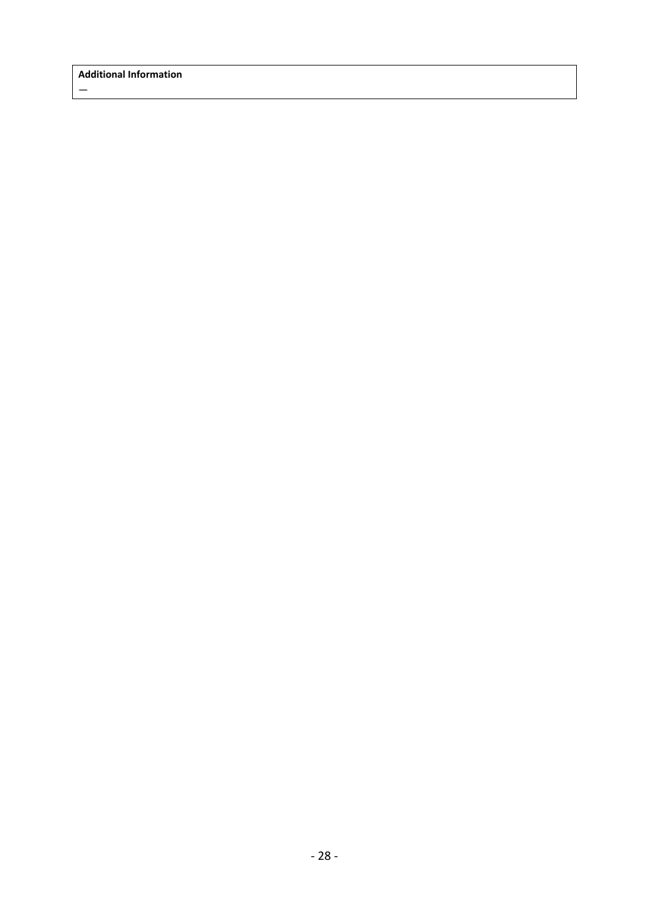| Additional Information |
| --- |
| — |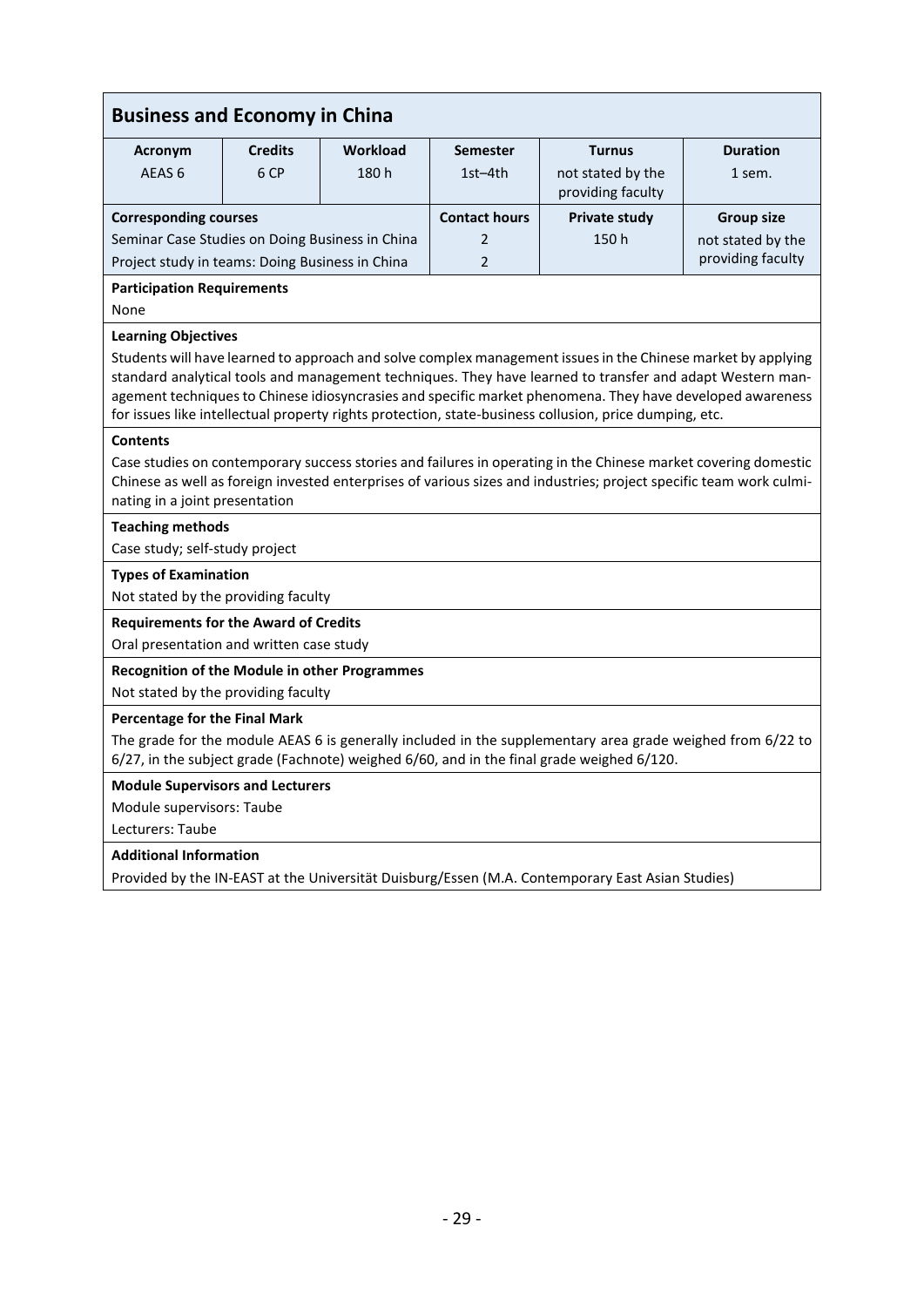## Business and Economy in China

| Acronym | Credits | Workload | Semester | Turnus | Duration |
|---|---|---|---|---|---|
| AEAS 6 | 6 CP | 180 h | 1st–4th | not stated by the providing faculty | 1 sem. |

| Corresponding courses | Contact hours | Private study | Group size |
|---|---|---|---|
| Seminar Case Studies on Doing Business in China | 2 | 150 h | not stated by the providing faculty |
| Project study in teams: Doing Business in China | 2 | | |

**Participation Requirements**

None

**Learning Objectives**

Students will have learned to approach and solve complex management issues in the Chinese market by applying standard analytical tools and management techniques. They have learned to transfer and adapt Western management techniques to Chinese idiosyncrasies and specific market phenomena. They have developed awareness for issues like intellectual property rights protection, state-business collusion, price dumping, etc.

**Contents**

Case studies on contemporary success stories and failures in operating in the Chinese market covering domestic Chinese as well as foreign invested enterprises of various sizes and industries; project specific team work culminating in a joint presentation

**Teaching methods**

Case study; self-study project

**Types of Examination**

Not stated by the providing faculty

**Requirements for the Award of Credits**

Oral presentation and written case study

**Recognition of the Module in other Programmes**

Not stated by the providing faculty

**Percentage for the Final Mark**

The grade for the module AEAS 6 is generally included in the supplementary area grade weighed from 6/22 to 6/27, in the subject grade (Fachnote) weighed 6/60, and in the final grade weighed 6/120.

**Module Supervisors and Lecturers**

Module supervisors: Taube

Lecturers: Taube

**Additional Information**

Provided by the IN-EAST at the Universität Duisburg/Essen (M.A. Contemporary East Asian Studies)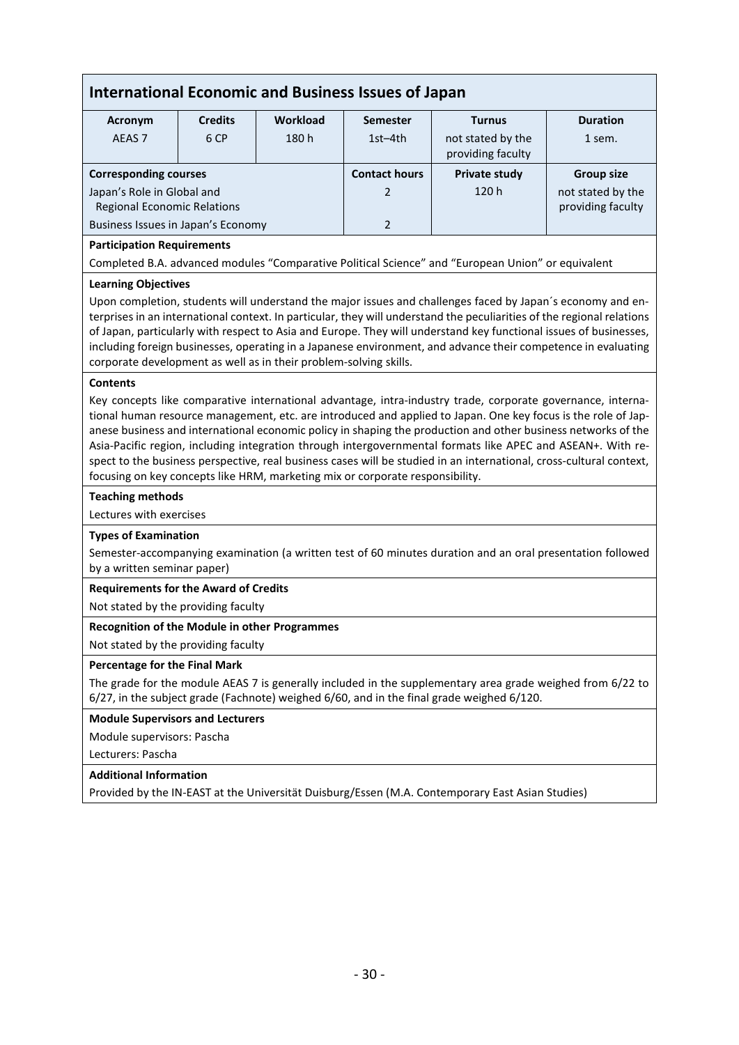## International Economic and Business Issues of Japan

| Acronym | Credits | Workload | Semester | Turnus | Duration |
|---|---|---|---|---|---|
| AEAS 7 | 6 CP | 180 h | 1st–4th | not stated by the providing faculty | 1 sem. |

| Corresponding courses | Contact hours | Private study | Group size |
|---|---|---|---|
| Japan's Role in Global and Regional Economic Relations | 2 | 120 h | not stated by the providing faculty |
| Business Issues in Japan's Economy | 2 | | |

**Participation Requirements**

Completed B.A. advanced modules "Comparative Political Science" and "European Union" or equivalent

**Learning Objectives**

Upon completion, students will understand the major issues and challenges faced by Japan´s economy and enterprises in an international context. In particular, they will understand the peculiarities of the regional relations of Japan, particularly with respect to Asia and Europe. They will understand key functional issues of businesses, including foreign businesses, operating in a Japanese environment, and advance their competence in evaluating corporate development as well as in their problem-solving skills.

**Contents**

Key concepts like comparative international advantage, intra-industry trade, corporate governance, international human resource management, etc. are introduced and applied to Japan. One key focus is the role of Japanese business and international economic policy in shaping the production and other business networks of the Asia-Pacific region, including integration through intergovernmental formats like APEC and ASEAN+. With respect to the business perspective, real business cases will be studied in an international, cross-cultural context, focusing on key concepts like HRM, marketing mix or corporate responsibility.

**Teaching methods**

Lectures with exercises

**Types of Examination**

Semester-accompanying examination (a written test of 60 minutes duration and an oral presentation followed by a written seminar paper)

**Requirements for the Award of Credits**

Not stated by the providing faculty

**Recognition of the Module in other Programmes**

Not stated by the providing faculty

**Percentage for the Final Mark**

The grade for the module AEAS 7 is generally included in the supplementary area grade weighed from 6/22 to 6/27, in the subject grade (Fachnote) weighed 6/60, and in the final grade weighed 6/120.

**Module Supervisors and Lecturers**

Module supervisors: Pascha

Lecturers: Pascha

**Additional Information**

Provided by the IN-EAST at the Universität Duisburg/Essen (M.A. Contemporary East Asian Studies)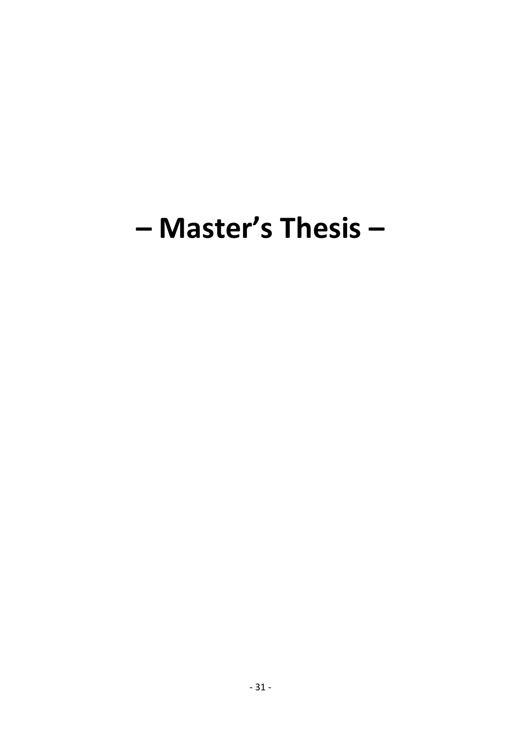# – Master’s Thesis –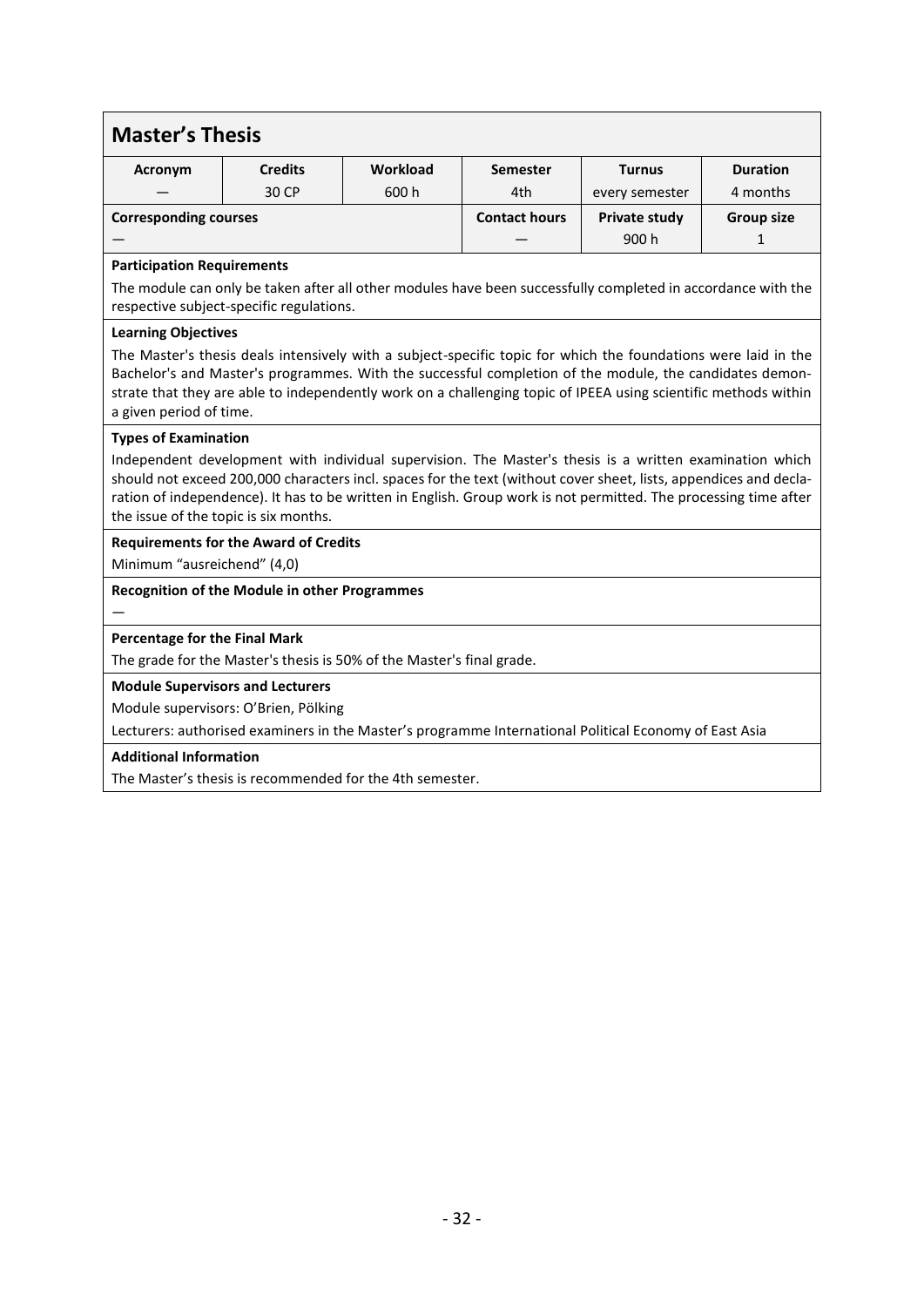## Master's Thesis

| Acronym | Credits | Workload | Semester | Turnus | Duration |
|---|---|---|---|---|---|
| — | 30 CP | 600 h | 4th | every semester | 4 months |
| **Corresponding courses** | | | **Contact hours** | **Private study** | **Group size** |
| — | | | — | 900 h | 1 |

**Participation Requirements**

The module can only be taken after all other modules have been successfully completed in accordance with the respective subject-specific regulations.

**Learning Objectives**

The Master's thesis deals intensively with a subject-specific topic for which the foundations were laid in the Bachelor's and Master's programmes. With the successful completion of the module, the candidates demonstrate that they are able to independently work on a challenging topic of IPEEA using scientific methods within a given period of time.

**Types of Examination**

Independent development with individual supervision. The Master's thesis is a written examination which should not exceed 200,000 characters incl. spaces for the text (without cover sheet, lists, appendices and declaration of independence). It has to be written in English. Group work is not permitted. The processing time after the issue of the topic is six months.

**Requirements for the Award of Credits**

Minimum "ausreichend" (4,0)

**Recognition of the Module in other Programmes**

—

**Percentage for the Final Mark**

The grade for the Master's thesis is 50% of the Master's final grade.

**Module Supervisors and Lecturers**

Module supervisors: O'Brien, Pölking

Lecturers: authorised examiners in the Master's programme International Political Economy of East Asia

**Additional Information**

The Master's thesis is recommended for the 4th semester.